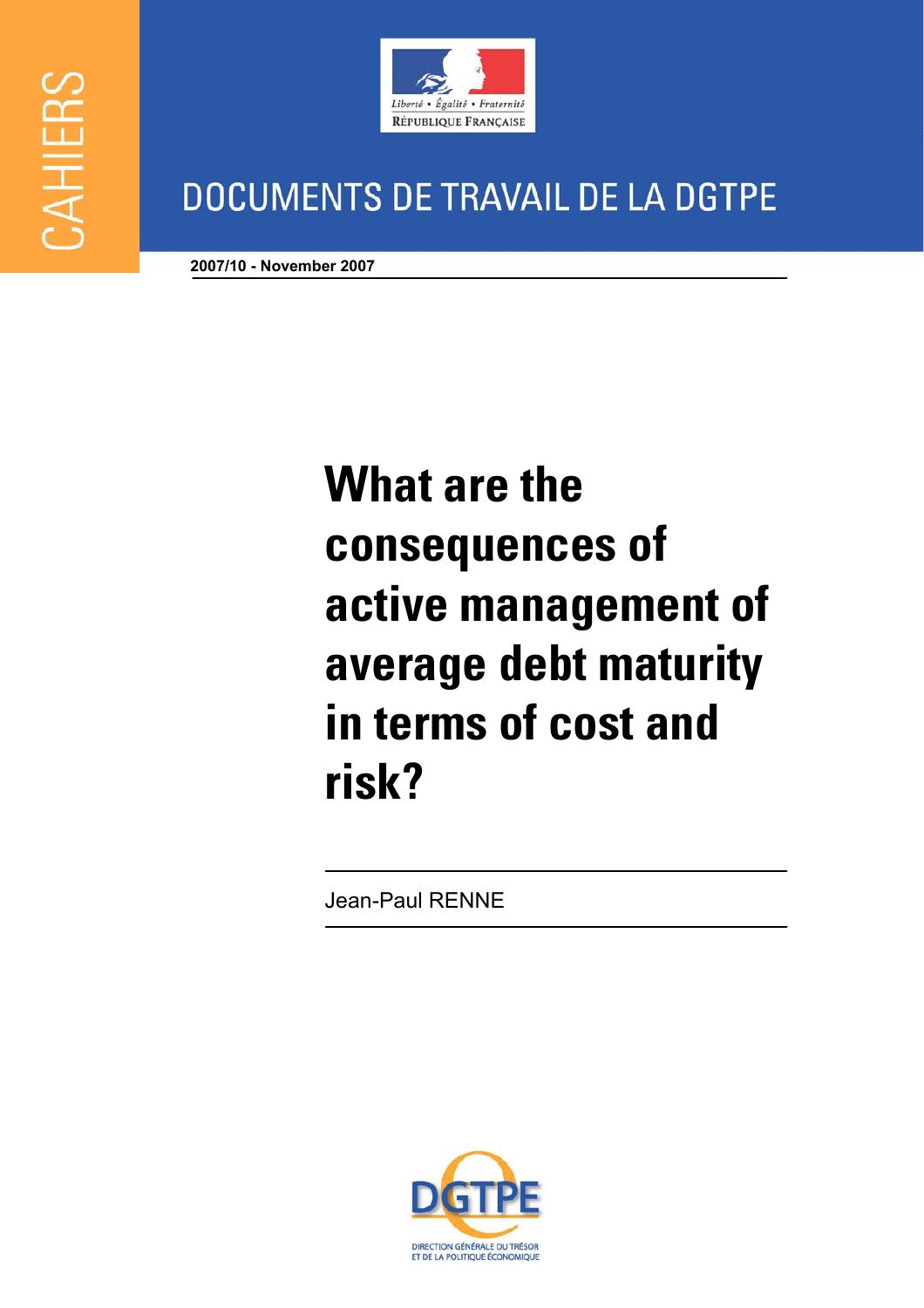CAHIERS

Liberté • Égalité • Fraternité
RÉPUBLIQUE FRANÇAISE

DOCUMENTS DE TRAVAIL DE LA DGTPE

**2007/10 - November 2007**

# What are the consequences of active management of average debt maturity in terms of cost and risk?

Jean-Paul RENNE

DGTPE
DIRECTION GÉNÉRALE DU TRÉSOR ET DE LA POLITIQUE ÉCONOMIQUE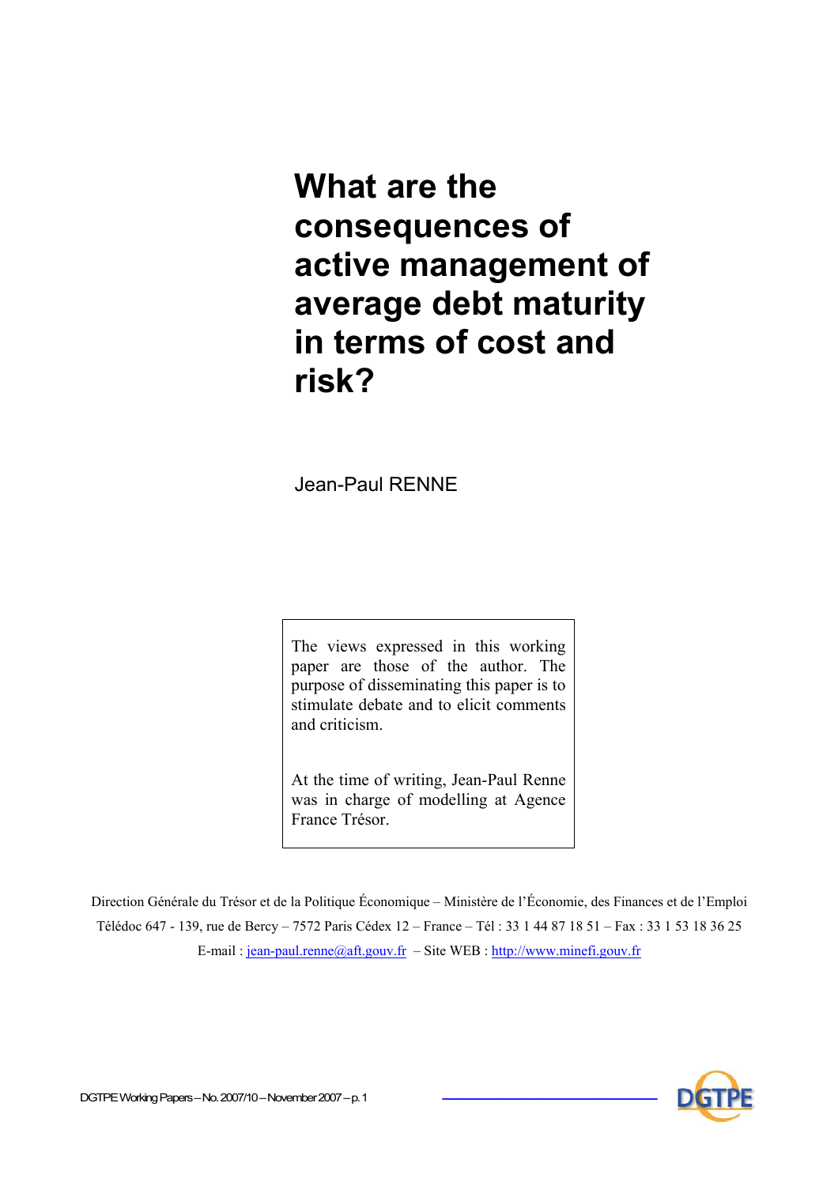# What are the consequences of active management of average debt maturity in terms of cost and risk?

Jean-Paul RENNE

The views expressed in this working paper are those of the author. The purpose of disseminating this paper is to stimulate debate and to elicit comments and criticism.

At the time of writing, Jean-Paul Renne was in charge of modelling at Agence France Trésor.

Direction Générale du Trésor et de la Politique Économique – Ministère de l'Économie, des Finances et de l'Emploi
Télédoc 647 - 139, rue de Bercy – 7572 Paris Cédex 12 – France – Tél : 33 1 44 87 18 51 – Fax : 33 1 53 18 36 25
E-mail : jean-paul.renne@aft.gouv.fr – Site WEB : http://www.minefi.gouv.fr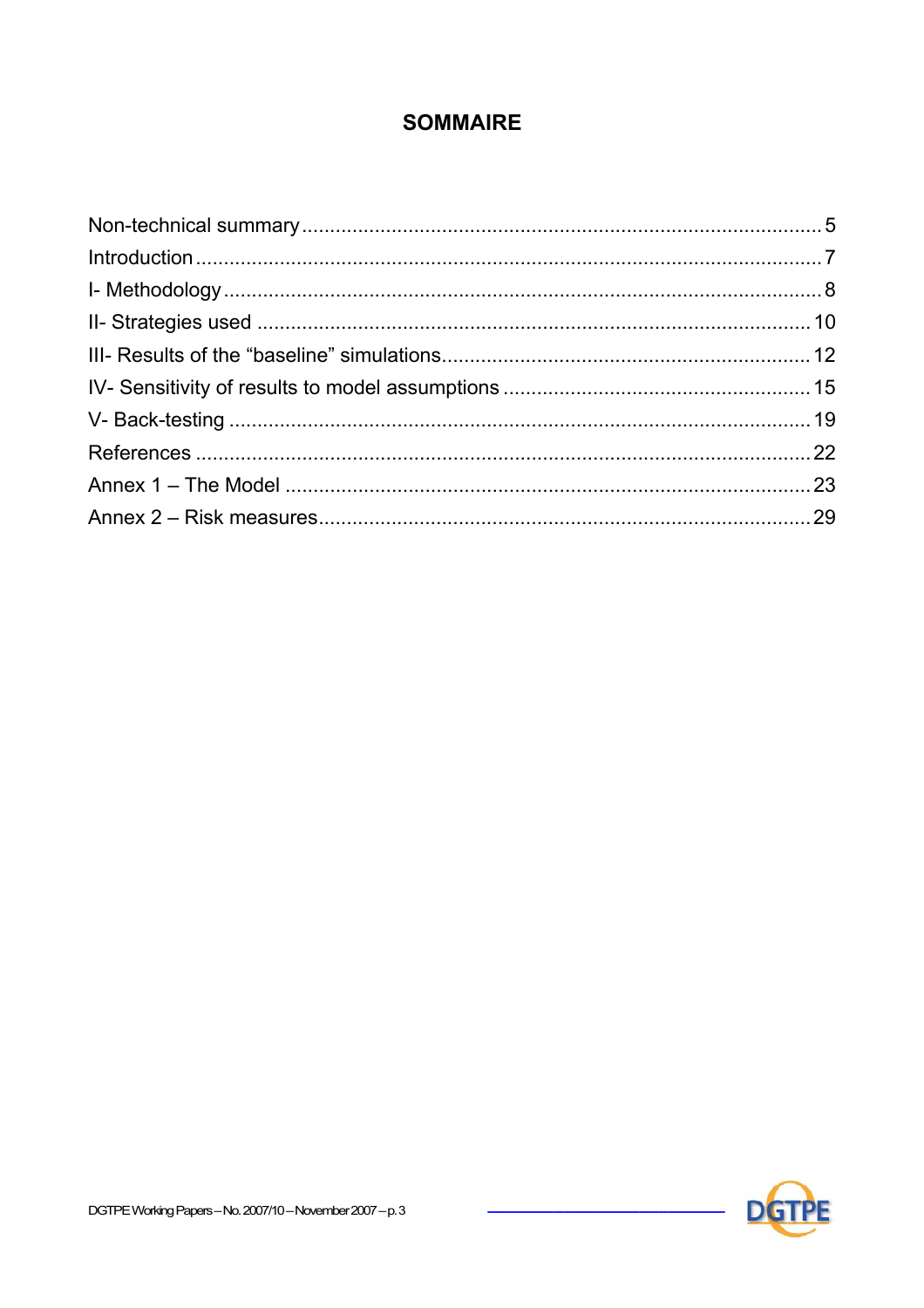## SOMMAIRE

Non-technical summary ........................................................................................ 5

Introduction ........................................................................................................ 7

I- Methodology .................................................................................................... 8

II- Strategies used ................................................................................................ 10

III- Results of the “baseline” simulations ................................................................ 12

IV- Sensitivity of results to model assumptions ..................................................... 15

V- Back-testing ..................................................................................................... 19

References ......................................................................................................... 22

Annex 1 – The Model .......................................................................................... 23

Annex 2 – Risk measures ..................................................................................... 29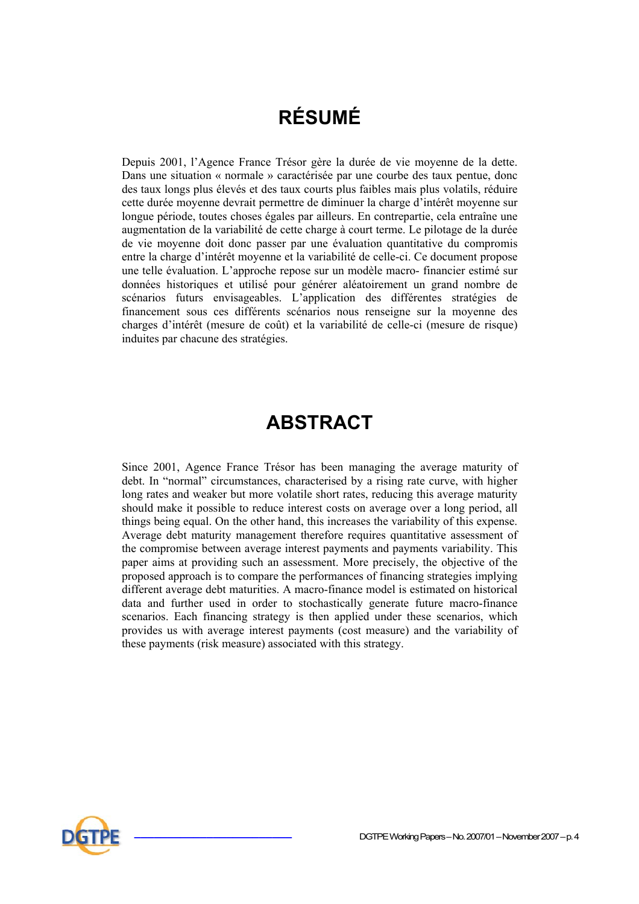# RÉSUMÉ

Depuis 2001, l'Agence France Trésor gère la durée de vie moyenne de la dette. Dans une situation « normale » caractérisée par une courbe des taux pentue, donc des taux longs plus élevés et des taux courts plus faibles mais plus volatils, réduire cette durée moyenne devrait permettre de diminuer la charge d'intérêt moyenne sur longue période, toutes choses égales par ailleurs. En contrepartie, cela entraîne une augmentation de la variabilité de cette charge à court terme. Le pilotage de la durée de vie moyenne doit donc passer par une évaluation quantitative du compromis entre la charge d'intérêt moyenne et la variabilité de celle-ci. Ce document propose une telle évaluation. L'approche repose sur un modèle macro- financier estimé sur données historiques et utilisé pour générer aléatoirement un grand nombre de scénarios futurs envisageables. L'application des différentes stratégies de financement sous ces différents scénarios nous renseigne sur la moyenne des charges d'intérêt (mesure de coût) et la variabilité de celle-ci (mesure de risque) induites par chacune des stratégies.

# ABSTRACT

Since 2001, Agence France Trésor has been managing the average maturity of debt. In "normal" circumstances, characterised by a rising rate curve, with higher long rates and weaker but more volatile short rates, reducing this average maturity should make it possible to reduce interest costs on average over a long period, all things being equal. On the other hand, this increases the variability of this expense. Average debt maturity management therefore requires quantitative assessment of the compromise between average interest payments and payments variability. This paper aims at providing such an assessment. More precisely, the objective of the proposed approach is to compare the performances of financing strategies implying different average debt maturities. A macro-finance model is estimated on historical data and further used in order to stochastically generate future macro-finance scenarios. Each financing strategy is then applied under these scenarios, which provides us with average interest payments (cost measure) and the variability of these payments (risk measure) associated with this strategy.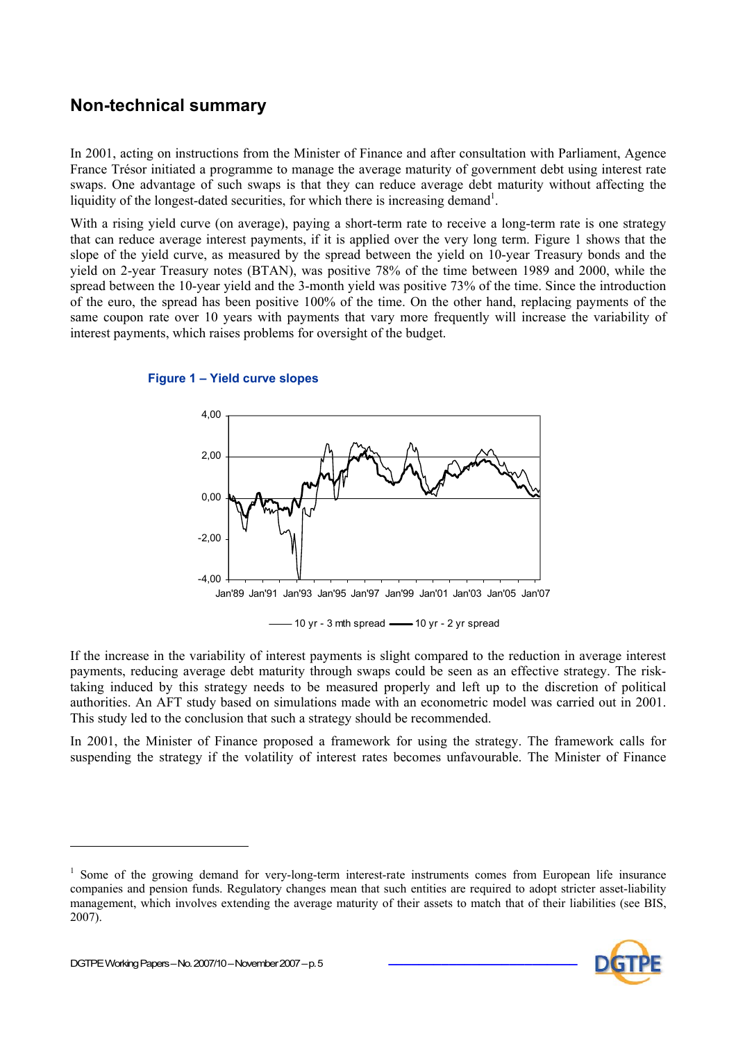## Non-technical summary

In 2001, acting on instructions from the Minister of Finance and after consultation with Parliament, Agence France Trésor initiated a programme to manage the average maturity of government debt using interest rate swaps. One advantage of such swaps is that they can reduce average debt maturity without affecting the liquidity of the longest-dated securities, for which there is increasing demand[1].

With a rising yield curve (on average), paying a short-term rate to receive a long-term rate is one strategy that can reduce average interest payments, if it is applied over the very long term. Figure 1 shows that the slope of the yield curve, as measured by the spread between the yield on 10-year Treasury bonds and the yield on 2-year Treasury notes (BTAN), was positive 78% of the time between 1989 and 2000, while the spread between the 10-year yield and the 3-month yield was positive 73% of the time. Since the introduction of the euro, the spread has been positive 100% of the time. On the other hand, replacing payments of the same coupon rate over 10 years with payments that vary more frequently will increase the variability of interest payments, which raises problems for oversight of the budget.

**Figure 1 – Yield curve slopes**

4,00
2,00
0,00
-2,00
-4,00

Jan'89 Jan'91 Jan'93 Jan'95 Jan'97 Jan'99 Jan'01 Jan'03 Jan'05 Jan'07

10 yr - 3 mth spread
10 yr - 2 yr spread

If the increase in the variability of interest payments is slight compared to the reduction in average interest payments, reducing average debt maturity through swaps could be seen as an effective strategy. The risk-taking induced by this strategy needs to be measured properly and left up to the discretion of political authorities. An AFT study based on simulations made with an econometric model was carried out in 2001. This study led to the conclusion that such a strategy should be recommended.

In 2001, the Minister of Finance proposed a framework for using the strategy. The framework calls for suspending the strategy if the volatility of interest rates becomes unfavourable. The Minister of Finance

[1] Some of the growing demand for very-long-term interest-rate instruments comes from European life insurance companies and pension funds. Regulatory changes mean that such entities are required to adopt stricter asset-liability management, which involves extending the average maturity of their assets to match that of their liabilities (see BIS, 2007).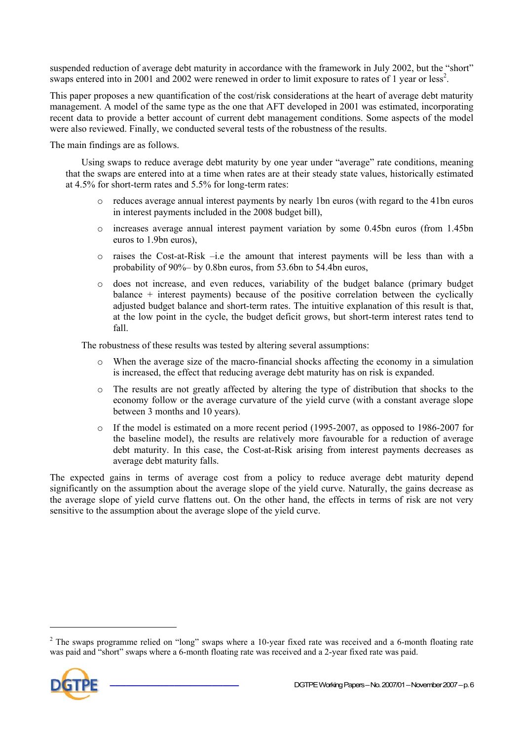suspended reduction of average debt maturity in accordance with the framework in July 2002, but the "short" swaps entered into in 2001 and 2002 were renewed in order to limit exposure to rates of 1 year or less[2].

This paper proposes a new quantification of the cost/risk considerations at the heart of average debt maturity management. A model of the same type as the one that AFT developed in 2001 was estimated, incorporating recent data to provide a better account of current debt management conditions. Some aspects of the model were also reviewed. Finally, we conducted several tests of the robustness of the results.

The main findings are as follows.

Using swaps to reduce average debt maturity by one year under "average" rate conditions, meaning that the swaps are entered into at a time when rates are at their steady state values, historically estimated at 4.5% for short-term rates and 5.5% for long-term rates:

- reduces average annual interest payments by nearly 1bn euros (with regard to the 41bn euros in interest payments included in the 2008 budget bill),
- increases average annual interest payment variation by some 0.45bn euros (from 1.45bn euros to 1.9bn euros),
- raises the Cost-at-Risk –i.e the amount that interest payments will be less than with a probability of 90%– by 0.8bn euros, from 53.6bn to 54.4bn euros,
- does not increase, and even reduces, variability of the budget balance (primary budget balance + interest payments) because of the positive correlation between the cyclically adjusted budget balance and short-term rates. The intuitive explanation of this result is that, at the low point in the cycle, the budget deficit grows, but short-term interest rates tend to fall.

The robustness of these results was tested by altering several assumptions:

- When the average size of the macro-financial shocks affecting the economy in a simulation is increased, the effect that reducing average debt maturity has on risk is expanded.
- The results are not greatly affected by altering the type of distribution that shocks to the economy follow or the average curvature of the yield curve (with a constant average slope between 3 months and 10 years).
- If the model is estimated on a more recent period (1995-2007, as opposed to 1986-2007 for the baseline model), the results are relatively more favourable for a reduction of average debt maturity. In this case, the Cost-at-Risk arising from interest payments decreases as average debt maturity falls.

The expected gains in terms of average cost from a policy to reduce average debt maturity depend significantly on the assumption about the average slope of the yield curve. Naturally, the gains decrease as the average slope of yield curve flattens out. On the other hand, the effects in terms of risk are not very sensitive to the assumption about the average slope of the yield curve.

[2] The swaps programme relied on "long" swaps where a 10-year fixed rate was received and a 6-month floating rate was paid and "short" swaps where a 6-month floating rate was received and a 2-year fixed rate was paid.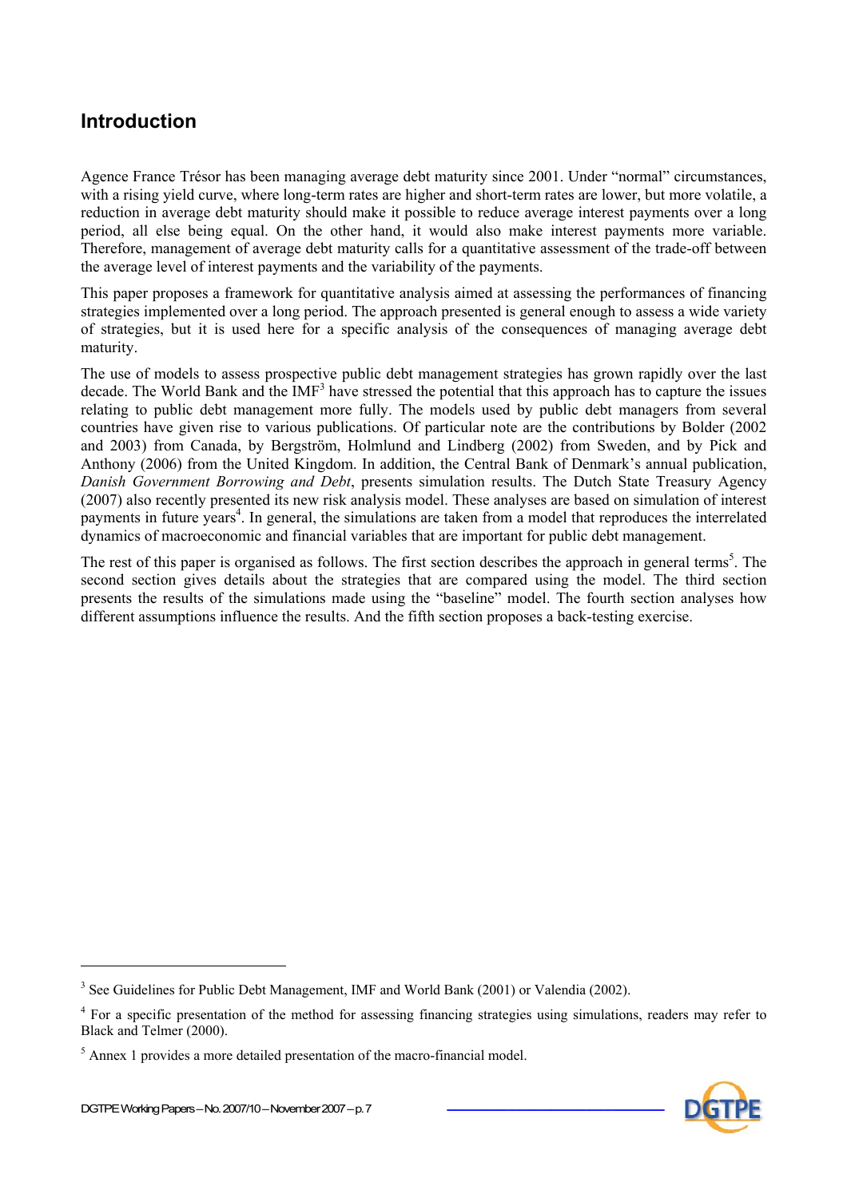## Introduction

Agence France Trésor has been managing average debt maturity since 2001. Under "normal" circumstances, with a rising yield curve, where long-term rates are higher and short-term rates are lower, but more volatile, a reduction in average debt maturity should make it possible to reduce average interest payments over a long period, all else being equal. On the other hand, it would also make interest payments more variable. Therefore, management of average debt maturity calls for a quantitative assessment of the trade-off between the average level of interest payments and the variability of the payments.

This paper proposes a framework for quantitative analysis aimed at assessing the performances of financing strategies implemented over a long period. The approach presented is general enough to assess a wide variety of strategies, but it is used here for a specific analysis of the consequences of managing average debt maturity.

The use of models to assess prospective public debt management strategies has grown rapidly over the last decade. The World Bank and the IMF[3] have stressed the potential that this approach has to capture the issues relating to public debt management more fully. The models used by public debt managers from several countries have given rise to various publications. Of particular note are the contributions by Bolder (2002 and 2003) from Canada, by Bergström, Holmlund and Lindberg (2002) from Sweden, and by Pick and Anthony (2006) from the United Kingdom. In addition, the Central Bank of Denmark's annual publication, *Danish Government Borrowing and Debt*, presents simulation results. The Dutch State Treasury Agency (2007) also recently presented its new risk analysis model. These analyses are based on simulation of interest payments in future years[4]. In general, the simulations are taken from a model that reproduces the interrelated dynamics of macroeconomic and financial variables that are important for public debt management.

The rest of this paper is organised as follows. The first section describes the approach in general terms[5]. The second section gives details about the strategies that are compared using the model. The third section presents the results of the simulations made using the "baseline" model. The fourth section analyses how different assumptions influence the results. And the fifth section proposes a back-testing exercise.

---

[3] See Guidelines for Public Debt Management, IMF and World Bank (2001) or Valendia (2002).

[4] For a specific presentation of the method for assessing financing strategies using simulations, readers may refer to Black and Telmer (2000).

[5] Annex 1 provides a more detailed presentation of the macro-financial model.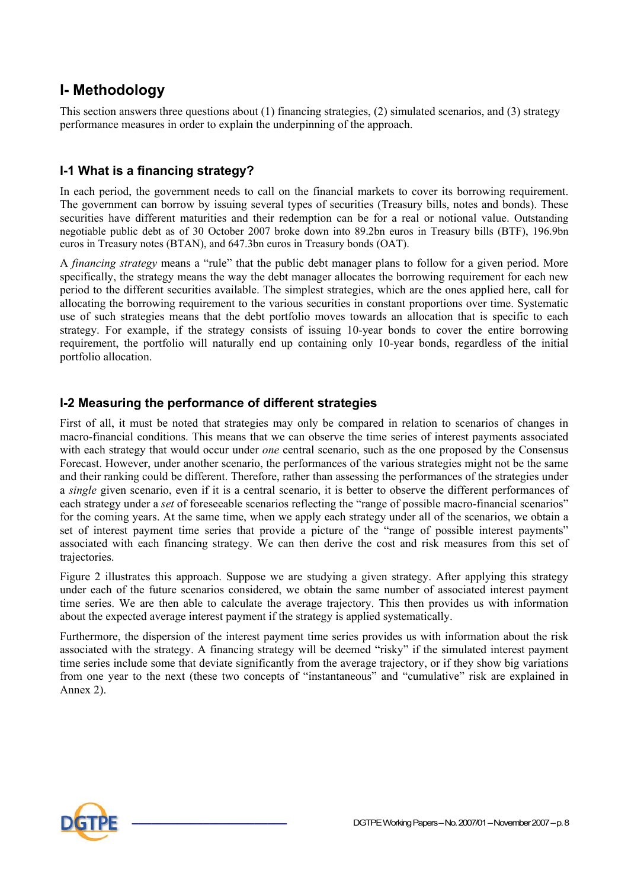# I- Methodology

This section answers three questions about (1) financing strategies, (2) simulated scenarios, and (3) strategy performance measures in order to explain the underpinning of the approach.

## I-1 What is a financing strategy?

In each period, the government needs to call on the financial markets to cover its borrowing requirement. The government can borrow by issuing several types of securities (Treasury bills, notes and bonds). These securities have different maturities and their redemption can be for a real or notional value. Outstanding negotiable public debt as of 30 October 2007 broke down into 89.2bn euros in Treasury bills (BTF), 196.9bn euros in Treasury notes (BTAN), and 647.3bn euros in Treasury bonds (OAT).

A *financing strategy* means a "rule" that the public debt manager plans to follow for a given period. More specifically, the strategy means the way the debt manager allocates the borrowing requirement for each new period to the different securities available. The simplest strategies, which are the ones applied here, call for allocating the borrowing requirement to the various securities in constant proportions over time. Systematic use of such strategies means that the debt portfolio moves towards an allocation that is specific to each strategy. For example, if the strategy consists of issuing 10-year bonds to cover the entire borrowing requirement, the portfolio will naturally end up containing only 10-year bonds, regardless of the initial portfolio allocation.

## I-2 Measuring the performance of different strategies

First of all, it must be noted that strategies may only be compared in relation to scenarios of changes in macro-financial conditions. This means that we can observe the time series of interest payments associated with each strategy that would occur under *one* central scenario, such as the one proposed by the Consensus Forecast. However, under another scenario, the performances of the various strategies might not be the same and their ranking could be different. Therefore, rather than assessing the performances of the strategies under a *single* given scenario, even if it is a central scenario, it is better to observe the different performances of each strategy under a *set* of foreseeable scenarios reflecting the "range of possible macro-financial scenarios" for the coming years. At the same time, when we apply each strategy under all of the scenarios, we obtain a set of interest payment time series that provide a picture of the "range of possible interest payments" associated with each financing strategy. We can then derive the cost and risk measures from this set of trajectories.

Figure 2 illustrates this approach. Suppose we are studying a given strategy. After applying this strategy under each of the future scenarios considered, we obtain the same number of associated interest payment time series. We are then able to calculate the average trajectory. This then provides us with information about the expected average interest payment if the strategy is applied systematically.

Furthermore, the dispersion of the interest payment time series provides us with information about the risk associated with the strategy. A financing strategy will be deemed "risky" if the simulated interest payment time series include some that deviate significantly from the average trajectory, or if they show big variations from one year to the next (these two concepts of "instantaneous" and "cumulative" risk are explained in Annex 2).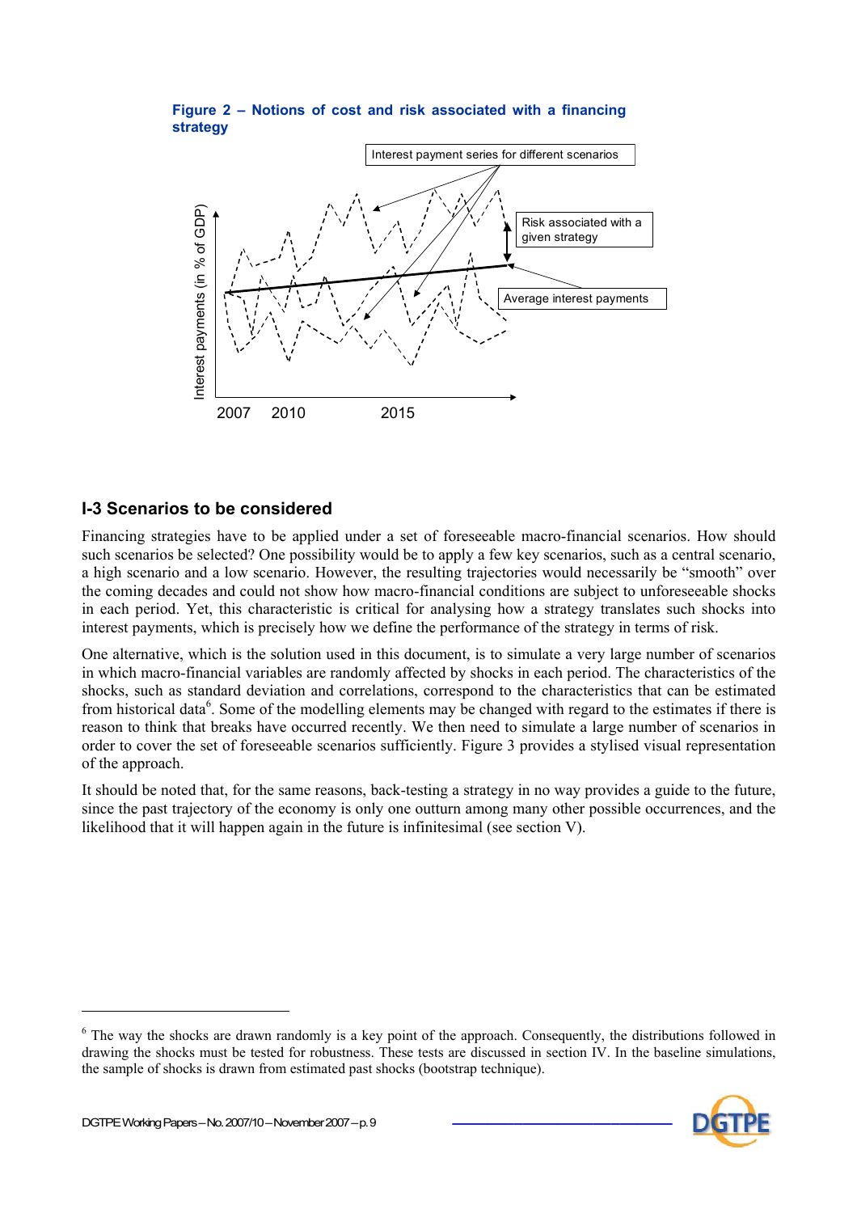**Figure 2 – Notions of cost and risk associated with a financing strategy**

Interest payment series for different scenarios

Risk associated with a given strategy

Average interest payments

Interest payments (in % of GDP)

2007 2010 2015

## I-3 Scenarios to be considered

Financing strategies have to be applied under a set of foreseeable macro-financial scenarios. How should such scenarios be selected? One possibility would be to apply a few key scenarios, such as a central scenario, a high scenario and a low scenario. However, the resulting trajectories would necessarily be "smooth" over the coming decades and could not show how macro-financial conditions are subject to unforeseeable shocks in each period. Yet, this characteristic is critical for analysing how a strategy translates such shocks into interest payments, which is precisely how we define the performance of the strategy in terms of risk.

One alternative, which is the solution used in this document, is to simulate a very large number of scenarios in which macro-financial variables are randomly affected by shocks in each period. The characteristics of the shocks, such as standard deviation and correlations, correspond to the characteristics that can be estimated from historical data[6]. Some of the modelling elements may be changed with regard to the estimates if there is reason to think that breaks have occurred recently. We then need to simulate a large number of scenarios in order to cover the set of foreseeable scenarios sufficiently. Figure 3 provides a stylised visual representation of the approach.

It should be noted that, for the same reasons, back-testing a strategy in no way provides a guide to the future, since the past trajectory of the economy is only one outturn among many other possible occurrences, and the likelihood that it will happen again in the future is infinitesimal (see section V).

[6] The way the shocks are drawn randomly is a key point of the approach. Consequently, the distributions followed in drawing the shocks must be tested for robustness. These tests are discussed in section IV. In the baseline simulations, the sample of shocks is drawn from estimated past shocks (bootstrap technique).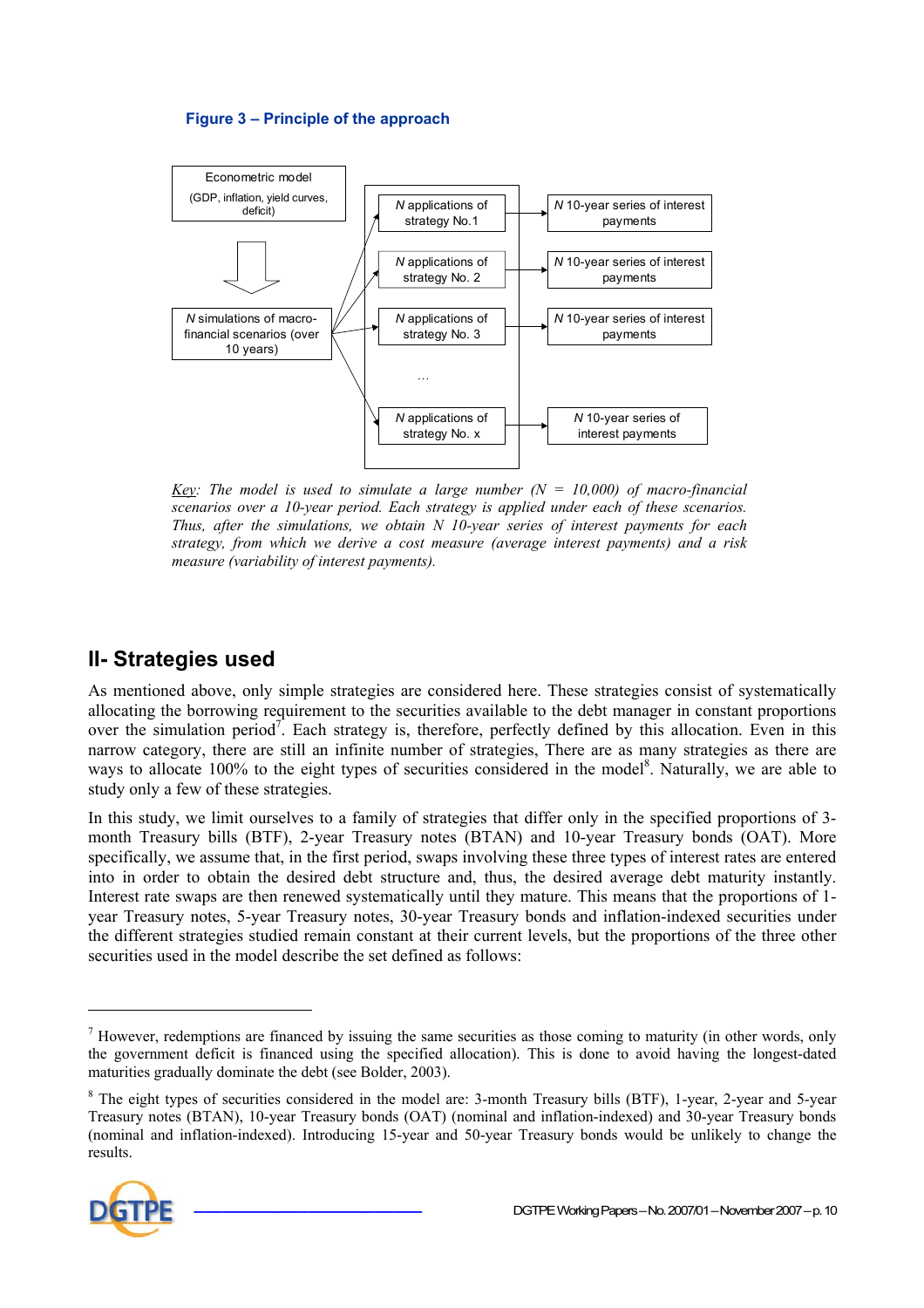### Figure 3 – Principle of the approach

Econometric model

(GDP, inflation, yield curves, deficit)

*N* simulations of macro-financial scenarios (over 10 years)

*N* applications of strategy No.1

*N* applications of strategy No. 2

*N* applications of strategy No. 3

…

*N* applications of strategy No. x

*N* 10-year series of interest payments

*N* 10-year series of interest payments

*N* 10-year series of interest payments

*N* 10-year series of interest payments

*<u>Key</u>: The model is used to simulate a large number (N = 10,000) of macro-financial scenarios over a 10-year period. Each strategy is applied under each of these scenarios. Thus, after the simulations, we obtain N 10-year series of interest payments for each strategy, from which we derive a cost measure (average interest payments) and a risk measure (variability of interest payments).*

## II- Strategies used

As mentioned above, only simple strategies are considered here. These strategies consist of systematically allocating the borrowing requirement to the securities available to the debt manager in constant proportions over the simulation period[7]. Each strategy is, therefore, perfectly defined by this allocation. Even in this narrow category, there are still an infinite number of strategies, There are as many strategies as there are ways to allocate 100% to the eight types of securities considered in the model[8]. Naturally, we are able to study only a few of these strategies.

In this study, we limit ourselves to a family of strategies that differ only in the specified proportions of 3-month Treasury bills (BTF), 2-year Treasury notes (BTAN) and 10-year Treasury bonds (OAT). More specifically, we assume that, in the first period, swaps involving these three types of interest rates are entered into in order to obtain the desired debt structure and, thus, the desired average debt maturity instantly. Interest rate swaps are then renewed systematically until they mature. This means that the proportions of 1-year Treasury notes, 5-year Treasury notes, 30-year Treasury bonds and inflation-indexed securities under the different strategies studied remain constant at their current levels, but the proportions of the three other securities used in the model describe the set defined as follows:

---

[7] However, redemptions are financed by issuing the same securities as those coming to maturity (in other words, only the government deficit is financed using the specified allocation). This is done to avoid having the longest-dated maturities gradually dominate the debt (see Bolder, 2003).

[8] The eight types of securities considered in the model are: 3-month Treasury bills (BTF), 1-year, 2-year and 5-year Treasury notes (BTAN), 10-year Treasury bonds (OAT) (nominal and inflation-indexed) and 30-year Treasury bonds (nominal and inflation-indexed). Introducing 15-year and 50-year Treasury bonds would be unlikely to change the results.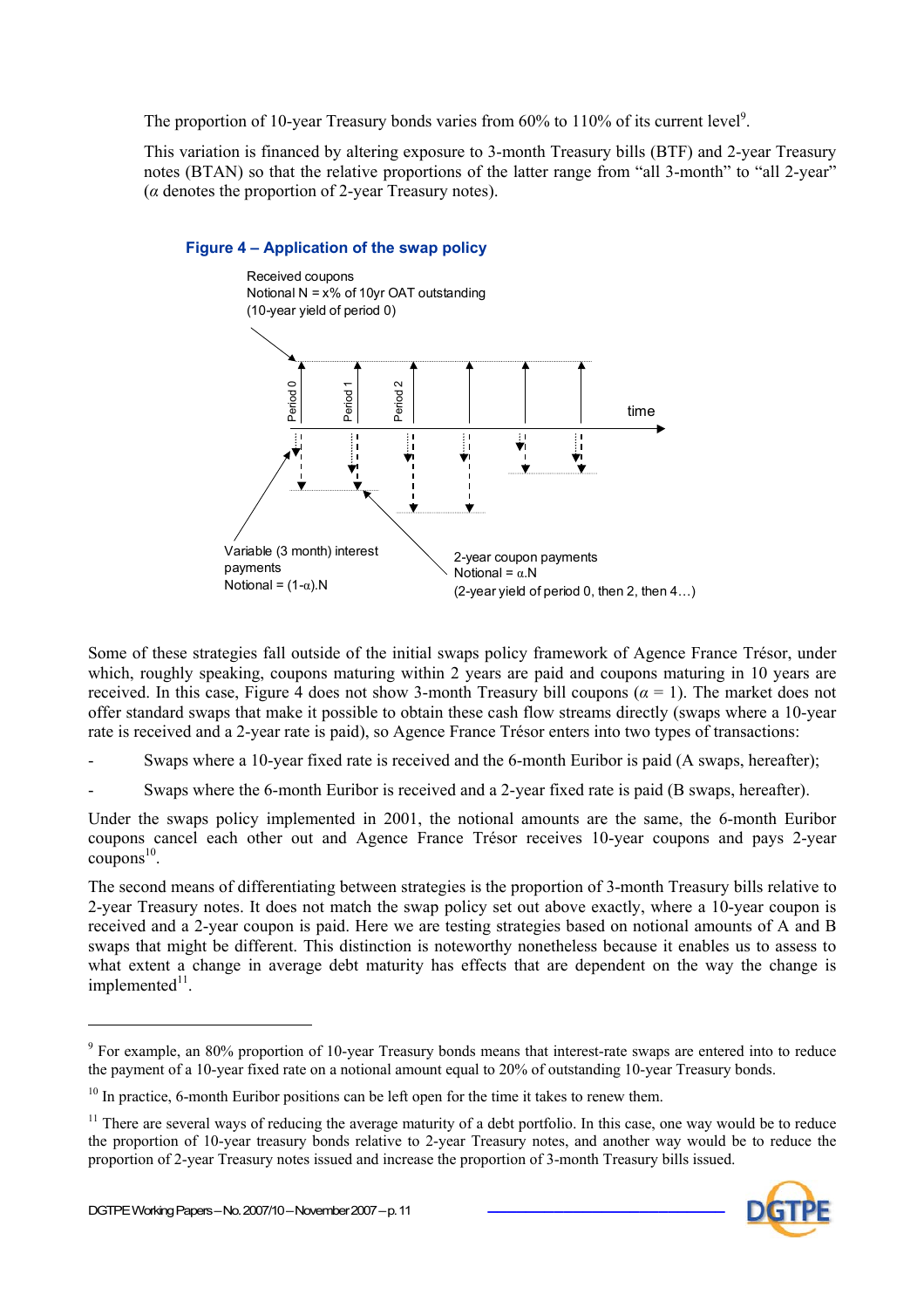The proportion of 10-year Treasury bonds varies from 60% to 110% of its current level[9].

This variation is financed by altering exposure to 3-month Treasury bills (BTF) and 2-year Treasury notes (BTAN) so that the relative proportions of the latter range from "all 3-month" to "all 2-year" ($\alpha$ denotes the proportion of 2-year Treasury notes).

### Figure 4 – Application of the swap policy

Received coupons
Notional N = x% of 10yr OAT outstanding
(10-year yield of period 0)

Period 0
Period 1
Period 2
time

Variable (3 month) interest payments
Notional = (1-α).N

2-year coupon payments
Notional = α.N
(2-year yield of period 0, then 2, then 4…)

Some of these strategies fall outside of the initial swaps policy framework of Agence France Trésor, under which, roughly speaking, coupons maturing within 2 years are paid and coupons maturing in 10 years are received. In this case, Figure 4 does not show 3-month Treasury bill coupons ($\alpha = 1$). The market does not offer standard swaps that make it possible to obtain these cash flow streams directly (swaps where a 10-year rate is received and a 2-year rate is paid), so Agence France Trésor enters into two types of transactions:

- Swaps where a 10-year fixed rate is received and the 6-month Euribor is paid (A swaps, hereafter);
- Swaps where the 6-month Euribor is received and a 2-year fixed rate is paid (B swaps, hereafter).

Under the swaps policy implemented in 2001, the notional amounts are the same, the 6-month Euribor coupons cancel each other out and Agence France Trésor receives 10-year coupons and pays 2-year coupons[10].

The second means of differentiating between strategies is the proportion of 3-month Treasury bills relative to 2-year Treasury notes. It does not match the swap policy set out above exactly, where a 10-year coupon is received and a 2-year coupon is paid. Here we are testing strategies based on notional amounts of A and B swaps that might be different. This distinction is noteworthy nonetheless because it enables us to assess to what extent a change in average debt maturity has effects that are dependent on the way the change is implemented[11].

---

[9] For example, an 80% proportion of 10-year Treasury bonds means that interest-rate swaps are entered into to reduce the payment of a 10-year fixed rate on a notional amount equal to 20% of outstanding 10-year Treasury bonds.

[10] In practice, 6-month Euribor positions can be left open for the time it takes to renew them.

[11] There are several ways of reducing the average maturity of a debt portfolio. In this case, one way would be to reduce the proportion of 10-year treasury bonds relative to 2-year Treasury notes, and another way would be to reduce the proportion of 2-year Treasury notes issued and increase the proportion of 3-month Treasury bills issued.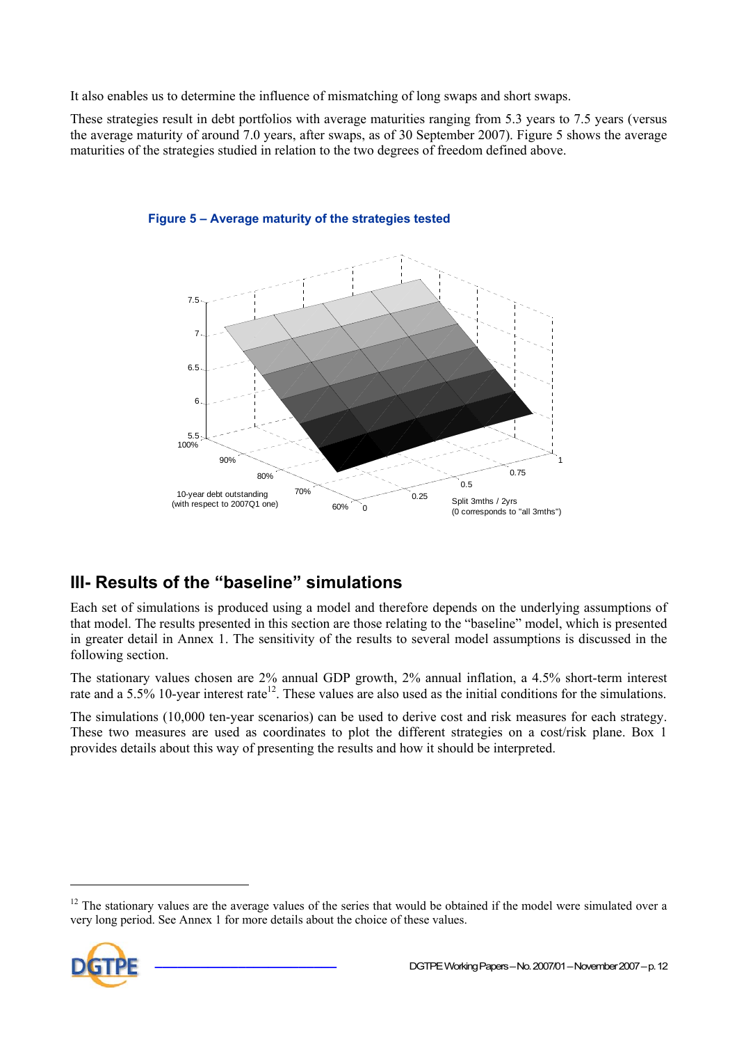It also enables us to determine the influence of mismatching of long swaps and short swaps.

These strategies result in debt portfolios with average maturities ranging from 5.3 years to 7.5 years (versus the average maturity of around 7.0 years, after swaps, as of 30 September 2007). Figure 5 shows the average maturities of the strategies studied in relation to the two degrees of freedom defined above.

**Figure 5 – Average maturity of the strategies tested**

7.5
7
6.5
6
5.5
100%
90%
80%
70%
60%
10-year debt outstanding
(with respect to 2007Q1 one)
0
0.25
0.5
0.75
1
Split 3mths / 2yrs
(0 corresponds to "all 3mths")

## III- Results of the "baseline" simulations

Each set of simulations is produced using a model and therefore depends on the underlying assumptions of that model. The results presented in this section are those relating to the "baseline" model, which is presented in greater detail in Annex 1. The sensitivity of the results to several model assumptions is discussed in the following section.

The stationary values chosen are 2% annual GDP growth, 2% annual inflation, a 4.5% short-term interest rate and a 5.5% 10-year interest rate[12]. These values are also used as the initial conditions for the simulations.

The simulations (10,000 ten-year scenarios) can be used to derive cost and risk measures for each strategy. These two measures are used as coordinates to plot the different strategies on a cost/risk plane. Box 1 provides details about this way of presenting the results and how it should be interpreted.

---

[12] The stationary values are the average values of the series that would be obtained if the model were simulated over a very long period. See Annex 1 for more details about the choice of these values.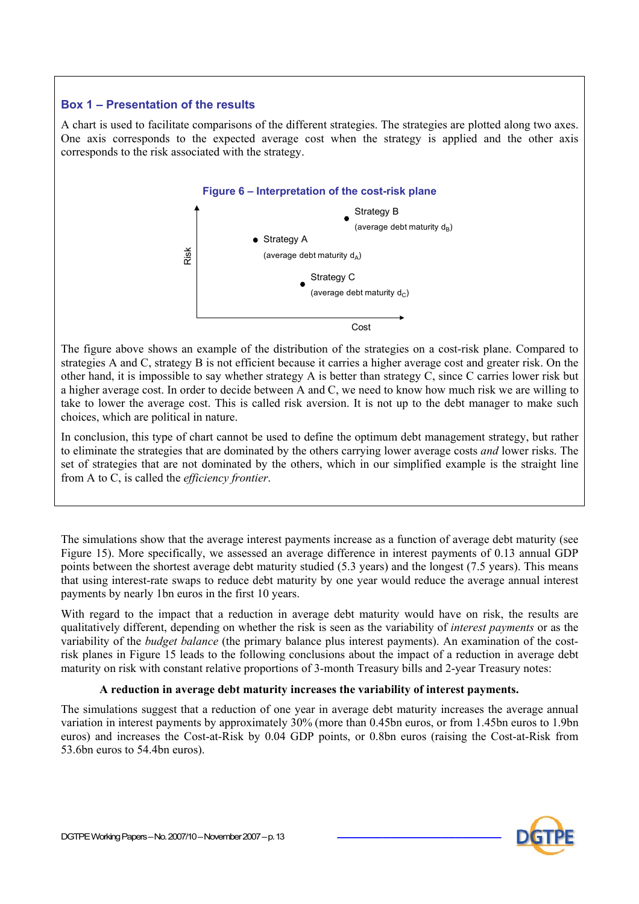### Box 1 – Presentation of the results

A chart is used to facilitate comparisons of the different strategies. The strategies are plotted along two axes. One axis corresponds to the expected average cost when the strategy is applied and the other axis corresponds to the risk associated with the strategy.

**Figure 6 – Interpretation of the cost-risk plane**

Strategy B
(average debt maturity $d_B$)

Strategy A
(average debt maturity $d_A$)

Strategy C
(average debt maturity $d_C$)

Risk

Cost

The figure above shows an example of the distribution of the strategies on a cost-risk plane. Compared to strategies A and C, strategy B is not efficient because it carries a higher average cost and greater risk. On the other hand, it is impossible to say whether strategy A is better than strategy C, since C carries lower risk but a higher average cost. In order to decide between A and C, we need to know how much risk we are willing to take to lower the average cost. This is called risk aversion. It is not up to the debt manager to make such choices, which are political in nature.

In conclusion, this type of chart cannot be used to define the optimum debt management strategy, but rather to eliminate the strategies that are dominated by the others carrying lower average costs *and* lower risks. The set of strategies that are not dominated by the others, which in our simplified example is the straight line from A to C, is called the *efficiency frontier*.

The simulations show that the average interest payments increase as a function of average debt maturity (see Figure 15). More specifically, we assessed an average difference in interest payments of 0.13 annual GDP points between the shortest average debt maturity studied (5.3 years) and the longest (7.5 years). This means that using interest-rate swaps to reduce debt maturity by one year would reduce the average annual interest payments by nearly 1bn euros in the first 10 years.

With regard to the impact that a reduction in average debt maturity would have on risk, the results are qualitatively different, depending on whether the risk is seen as the variability of *interest payments* or as the variability of the *budget balance* (the primary balance plus interest payments). An examination of the cost-risk planes in Figure 15 leads to the following conclusions about the impact of a reduction in average debt maturity on risk with constant relative proportions of 3-month Treasury bills and 2-year Treasury notes:

**A reduction in average debt maturity increases the variability of interest payments.**

The simulations suggest that a reduction of one year in average debt maturity increases the average annual variation in interest payments by approximately 30% (more than 0.45bn euros, or from 1.45bn euros to 1.9bn euros) and increases the Cost-at-Risk by 0.04 GDP points, or 0.8bn euros (raising the Cost-at-Risk from 53.6bn euros to 54.4bn euros).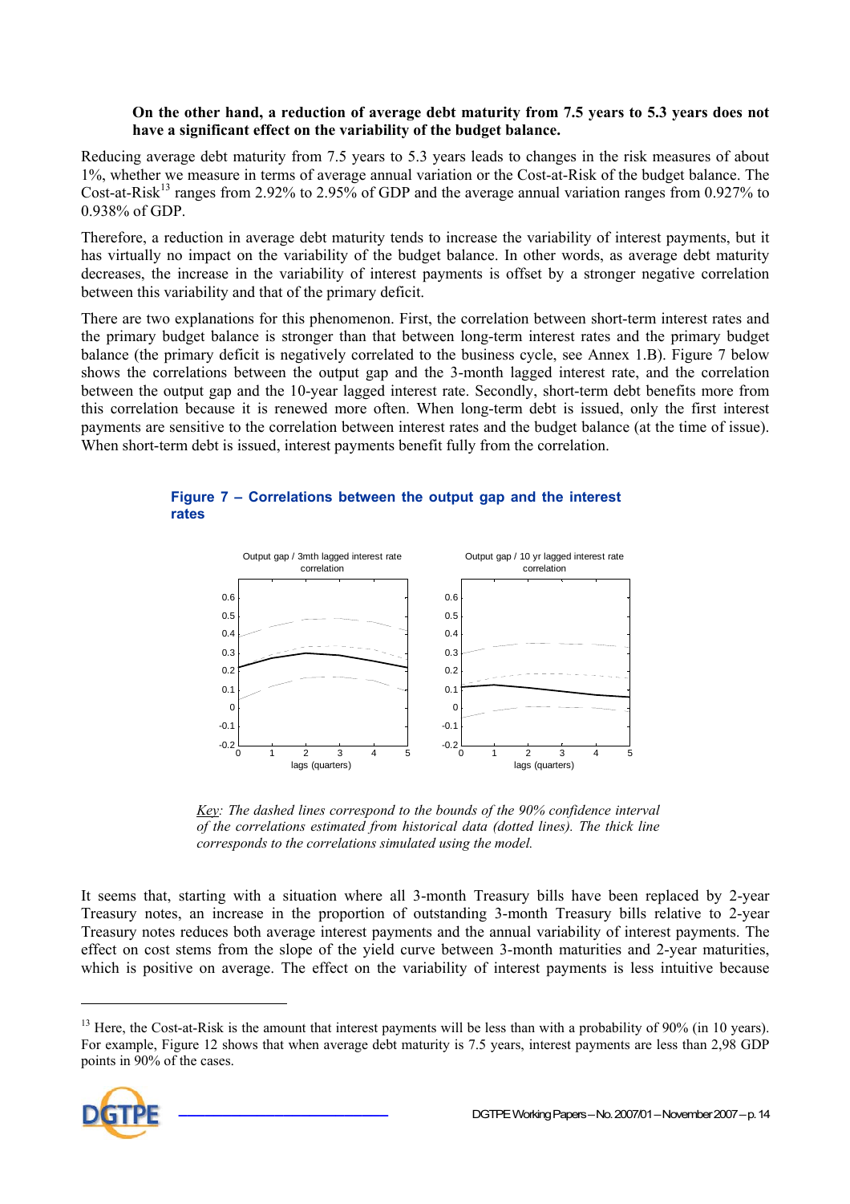**On the other hand, a reduction of average debt maturity from 7.5 years to 5.3 years does not have a significant effect on the variability of the budget balance.**

Reducing average debt maturity from 7.5 years to 5.3 years leads to changes in the risk measures of about 1%, whether we measure in terms of average annual variation or the Cost-at-Risk of the budget balance. The Cost-at-Risk[13] ranges from 2.92% to 2.95% of GDP and the average annual variation ranges from 0.927% to 0.938% of GDP.

Therefore, a reduction in average debt maturity tends to increase the variability of interest payments, but it has virtually no impact on the variability of the budget balance. In other words, as average debt maturity decreases, the increase in the variability of interest payments is offset by a stronger negative correlation between this variability and that of the primary deficit.

There are two explanations for this phenomenon. First, the correlation between short-term interest rates and the primary budget balance is stronger than that between long-term interest rates and the primary budget balance (the primary deficit is negatively correlated to the business cycle, see Annex 1.B). Figure 7 below shows the correlations between the output gap and the 3-month lagged interest rate, and the correlation between the output gap and the 10-year lagged interest rate. Secondly, short-term debt benefits more from this correlation because it is renewed more often. When long-term debt is issued, only the first interest payments are sensitive to the correlation between interest rates and the budget balance (at the time of issue). When short-term debt is issued, interest payments benefit fully from the correlation.

**Figure 7 – Correlations between the output gap and the interest rates**

Output gap / 3mth lagged interest rate correlation

0.6
0.5
0.4
0.3
0.2
0.1
0
-0.1
-0.2
0 1 2 3 4 5
lags (quarters)

Output gap / 10 yr lagged interest rate correlation

0.6
0.5
0.4
0.3
0.2
0.1
0
-0.1
-0.2
0 1 2 3 4 5
lags (quarters)

*Key: The dashed lines correspond to the bounds of the 90% confidence interval of the correlations estimated from historical data (dotted lines). The thick line corresponds to the correlations simulated using the model.*

It seems that, starting with a situation where all 3-month Treasury bills have been replaced by 2-year Treasury notes, an increase in the proportion of outstanding 3-month Treasury bills relative to 2-year Treasury notes reduces both average interest payments and the annual variability of interest payments. The effect on cost stems from the slope of the yield curve between 3-month maturities and 2-year maturities, which is positive on average. The effect on the variability of interest payments is less intuitive because

[13] Here, the Cost-at-Risk is the amount that interest payments will be less than with a probability of 90% (in 10 years). For example, Figure 12 shows that when average debt maturity is 7.5 years, interest payments are less than 2,98 GDP points in 90% of the cases.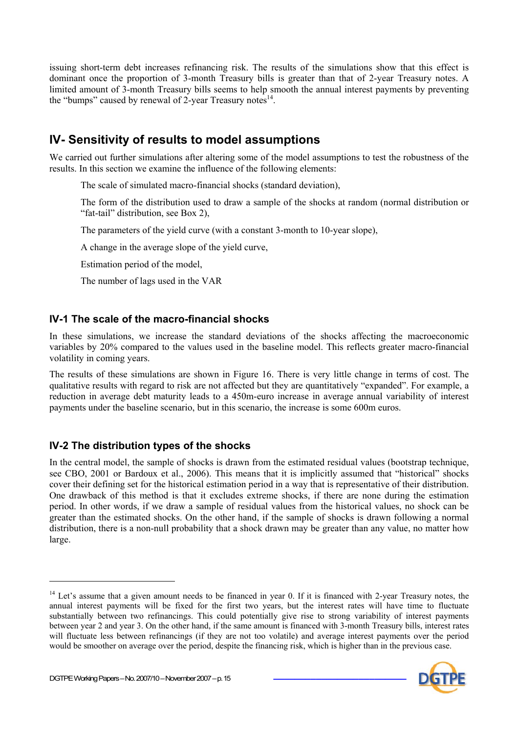issuing short-term debt increases refinancing risk. The results of the simulations show that this effect is dominant once the proportion of 3-month Treasury bills is greater than that of 2-year Treasury notes. A limited amount of 3-month Treasury bills seems to help smooth the annual interest payments by preventing the "bumps" caused by renewal of 2-year Treasury notes[14].

## IV- Sensitivity of results to model assumptions

We carried out further simulations after altering some of the model assumptions to test the robustness of the results. In this section we examine the influence of the following elements:

- The scale of simulated macro-financial shocks (standard deviation),
- The form of the distribution used to draw a sample of the shocks at random (normal distribution or "fat-tail" distribution, see Box 2),
- The parameters of the yield curve (with a constant 3-month to 10-year slope),
- A change in the average slope of the yield curve,
- Estimation period of the model,
- The number of lags used in the VAR

### IV-1 The scale of the macro-financial shocks

In these simulations, we increase the standard deviations of the shocks affecting the macroeconomic variables by 20% compared to the values used in the baseline model. This reflects greater macro-financial volatility in coming years.

The results of these simulations are shown in Figure 16. There is very little change in terms of cost. The qualitative results with regard to risk are not affected but they are quantitatively "expanded". For example, a reduction in average debt maturity leads to a 450m-euro increase in average annual variability of interest payments under the baseline scenario, but in this scenario, the increase is some 600m euros.

### IV-2 The distribution types of the shocks

In the central model, the sample of shocks is drawn from the estimated residual values (bootstrap technique, see CBO, 2001 or Bardoux et al., 2006). This means that it is implicitly assumed that "historical" shocks cover their defining set for the historical estimation period in a way that is representative of their distribution. One drawback of this method is that it excludes extreme shocks, if there are none during the estimation period. In other words, if we draw a sample of residual values from the historical values, no shock can be greater than the estimated shocks. On the other hand, if the sample of shocks is drawn following a normal distribution, there is a non-null probability that a shock drawn may be greater than any value, no matter how large.

[14] Let's assume that a given amount needs to be financed in year 0. If it is financed with 2-year Treasury notes, the annual interest payments will be fixed for the first two years, but the interest rates will have time to fluctuate substantially between two refinancings. This could potentially give rise to strong variability of interest payments between year 2 and year 3. On the other hand, if the same amount is financed with 3-month Treasury bills, interest rates will fluctuate less between refinancings (if they are not too volatile) and average interest payments over the period would be smoother on average over the period, despite the financing risk, which is higher than in the previous case.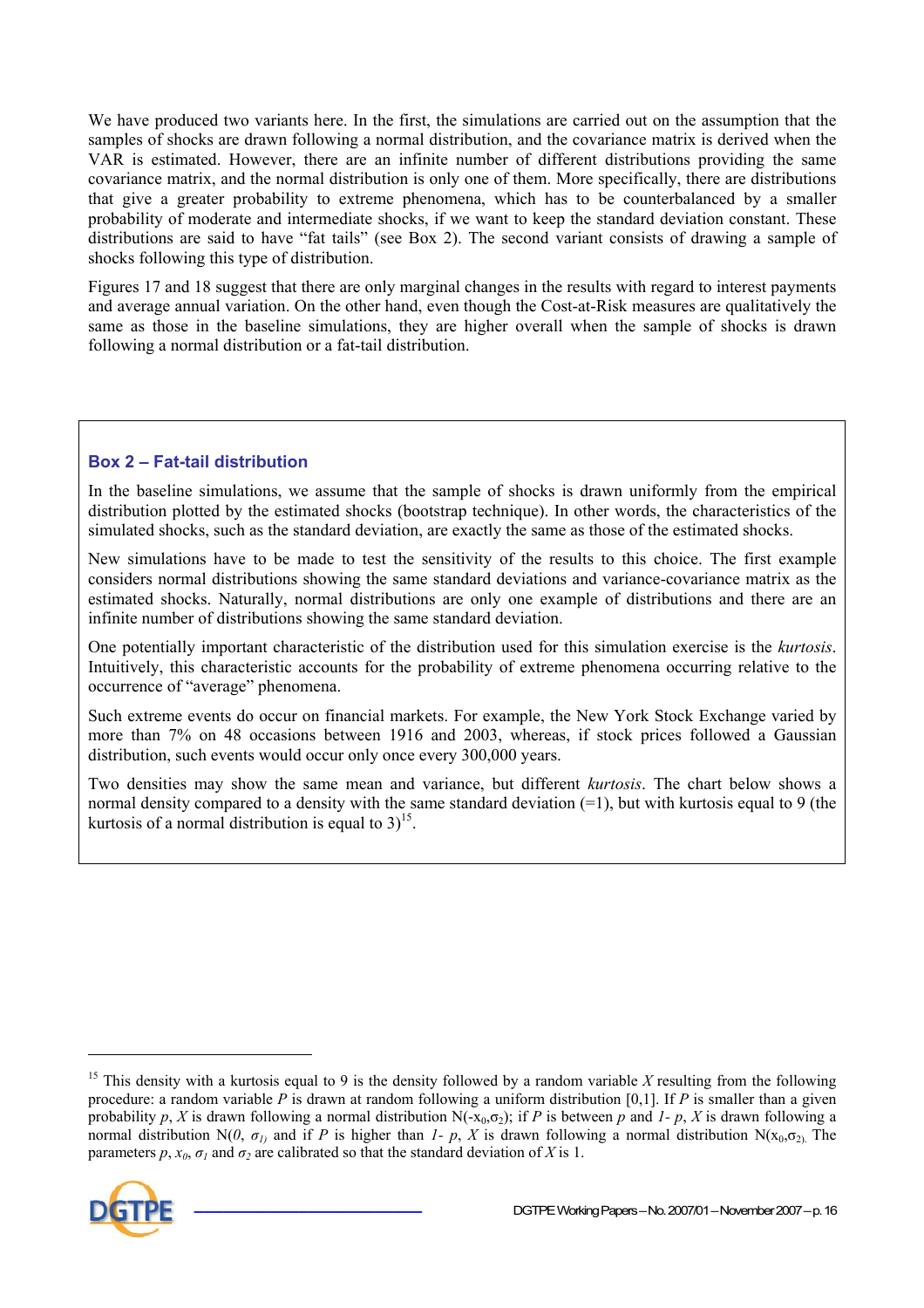We have produced two variants here. In the first, the simulations are carried out on the assumption that the samples of shocks are drawn following a normal distribution, and the covariance matrix is derived when the VAR is estimated. However, there are an infinite number of different distributions providing the same covariance matrix, and the normal distribution is only one of them. More specifically, there are distributions that give a greater probability to extreme phenomena, which has to be counterbalanced by a smaller probability of moderate and intermediate shocks, if we want to keep the standard deviation constant. These distributions are said to have "fat tails" (see Box 2). The second variant consists of drawing a sample of shocks following this type of distribution.

Figures 17 and 18 suggest that there are only marginal changes in the results with regard to interest payments and average annual variation. On the other hand, even though the Cost-at-Risk measures are qualitatively the same as those in the baseline simulations, they are higher overall when the sample of shocks is drawn following a normal distribution or a fat-tail distribution.

### Box 2 – Fat-tail distribution

In the baseline simulations, we assume that the sample of shocks is drawn uniformly from the empirical distribution plotted by the estimated shocks (bootstrap technique). In other words, the characteristics of the simulated shocks, such as the standard deviation, are exactly the same as those of the estimated shocks.

New simulations have to be made to test the sensitivity of the results to this choice. The first example considers normal distributions showing the same standard deviations and variance-covariance matrix as the estimated shocks. Naturally, normal distributions are only one example of distributions and there are an infinite number of distributions showing the same standard deviation.

One potentially important characteristic of the distribution used for this simulation exercise is the *kurtosis*. Intuitively, this characteristic accounts for the probability of extreme phenomena occurring relative to the occurrence of "average" phenomena.

Such extreme events do occur on financial markets. For example, the New York Stock Exchange varied by more than 7% on 48 occasions between 1916 and 2003, whereas, if stock prices followed a Gaussian distribution, such events would occur only once every 300,000 years.

Two densities may show the same mean and variance, but different *kurtosis*. The chart below shows a normal density compared to a density with the same standard deviation (=1), but with kurtosis equal to 9 (the kurtosis of a normal distribution is equal to 3)[15].

---

[15] This density with a kurtosis equal to 9 is the density followed by a random variable $X$ resulting from the following procedure: a random variable $P$ is drawn at random following a uniform distribution [0,1]. If $P$ is smaller than a given probability $p$, $X$ is drawn following a normal distribution $N(-x_0,\sigma_2)$; if $P$ is between $p$ and $1-p$, $X$ is drawn following a normal distribution $N(0, \sigma_1)$ and if $P$ is higher than $1-p$, $X$ is drawn following a normal distribution $N(x_0,\sigma_2)$. The parameters $p$, $x_0$, $\sigma_1$ and $\sigma_2$ are calibrated so that the standard deviation of $X$ is 1.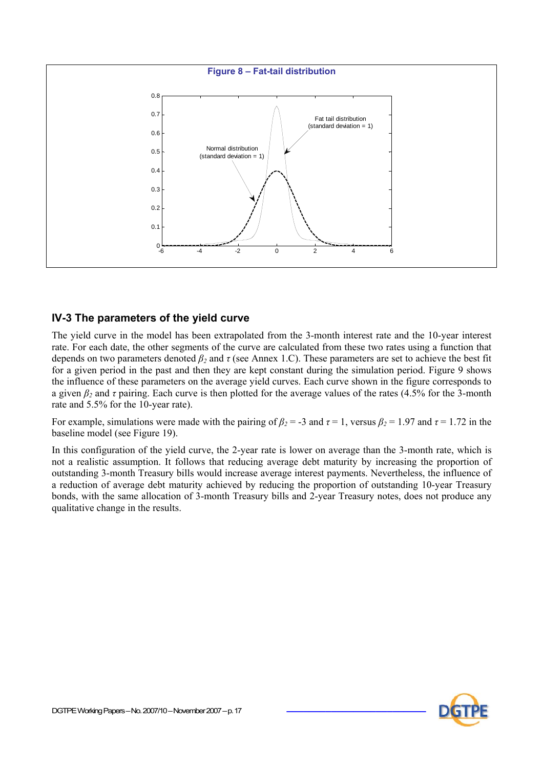**Figure 8 – Fat-tail distribution**

0.8
0.7
0.6
0.5
0.4
0.3
0.2
0.1
0
-6
-4
-2
0
2
4
6

Fat tail distribution
(standard deviation = 1)

Normal distribution
(standard deviation = 1)

## IV-3 The parameters of the yield curve

The yield curve in the model has been extrapolated from the 3-month interest rate and the 10-year interest rate. For each date, the other segments of the curve are calculated from these two rates using a function that depends on two parameters denoted $\beta_2$ and $\tau$ (see Annex 1.C). These parameters are set to achieve the best fit for a given period in the past and then they are kept constant during the simulation period. Figure 9 shows the influence of these parameters on the average yield curves. Each curve shown in the figure corresponds to a given $\beta_2$ and $\tau$ pairing. Each curve is then plotted for the average values of the rates (4.5% for the 3-month rate and 5.5% for the 10-year rate).

For example, simulations were made with the pairing of $\beta_2 = -3$ and $\tau = 1$, versus $\beta_2 = 1.97$ and $\tau = 1.72$ in the baseline model (see Figure 19).

In this configuration of the yield curve, the 2-year rate is lower on average than the 3-month rate, which is not a realistic assumption. It follows that reducing average debt maturity by increasing the proportion of outstanding 3-month Treasury bills would increase average interest payments. Nevertheless, the influence of a reduction of average debt maturity achieved by reducing the proportion of outstanding 10-year Treasury bonds, with the same allocation of 3-month Treasury bills and 2-year Treasury notes, does not produce any qualitative change in the results.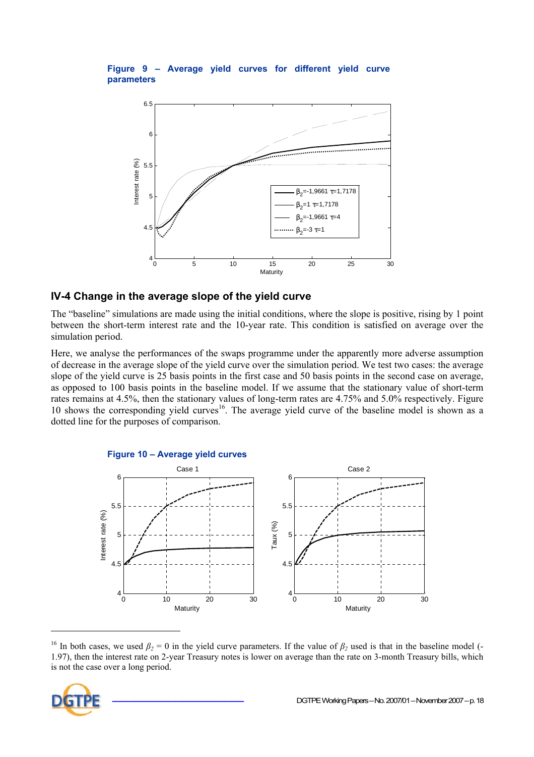**Figure 9 – Average yield curves for different yield curve parameters**

6.5
6
5.5
5
4.5
4
Interest rate (%)
0
5
10
15
20
25
30
Maturity

$\beta_2$=-1,9661 $\tau$=1,7178
$\beta_2$=1 $\tau$=1,7178
$\beta_2$=-1,9661 $\tau$=4
$\beta_2$=-3 $\tau$=1

## IV-4 Change in the average slope of the yield curve

The "baseline" simulations are made using the initial conditions, where the slope is positive, rising by 1 point between the short-term interest rate and the 10-year rate. This condition is satisfied on average over the simulation period.

Here, we analyse the performances of the swaps programme under the apparently more adverse assumption of decrease in the average slope of the yield curve over the simulation period. We test two cases: the average slope of the yield curve is 25 basis points in the first case and 50 basis points in the second case on average, as opposed to 100 basis points in the baseline model. If we assume that the stationary value of short-term rates remains at 4.5%, then the stationary values of long-term rates are 4.75% and 5.0% respectively. Figure 10 shows the corresponding yield curves[16]. The average yield curve of the baseline model is shown as a dotted line for the purposes of comparison.

**Figure 10 – Average yield curves**

Case 1
6
5.5
5
4.5
4
Interest rate (%)
0
10
20
30
Maturity

Case 2
6
5.5
5
4.5
4
Taux (%)
0
10
20
30
Maturity

---

[16] In both cases, we used $\beta_2 = 0$ in the yield curve parameters. If the value of $\beta_2$ used is that in the baseline model (-1.97), then the interest rate on 2-year Treasury notes is lower on average than the rate on 3-month Treasury bills, which is not the case over a long period.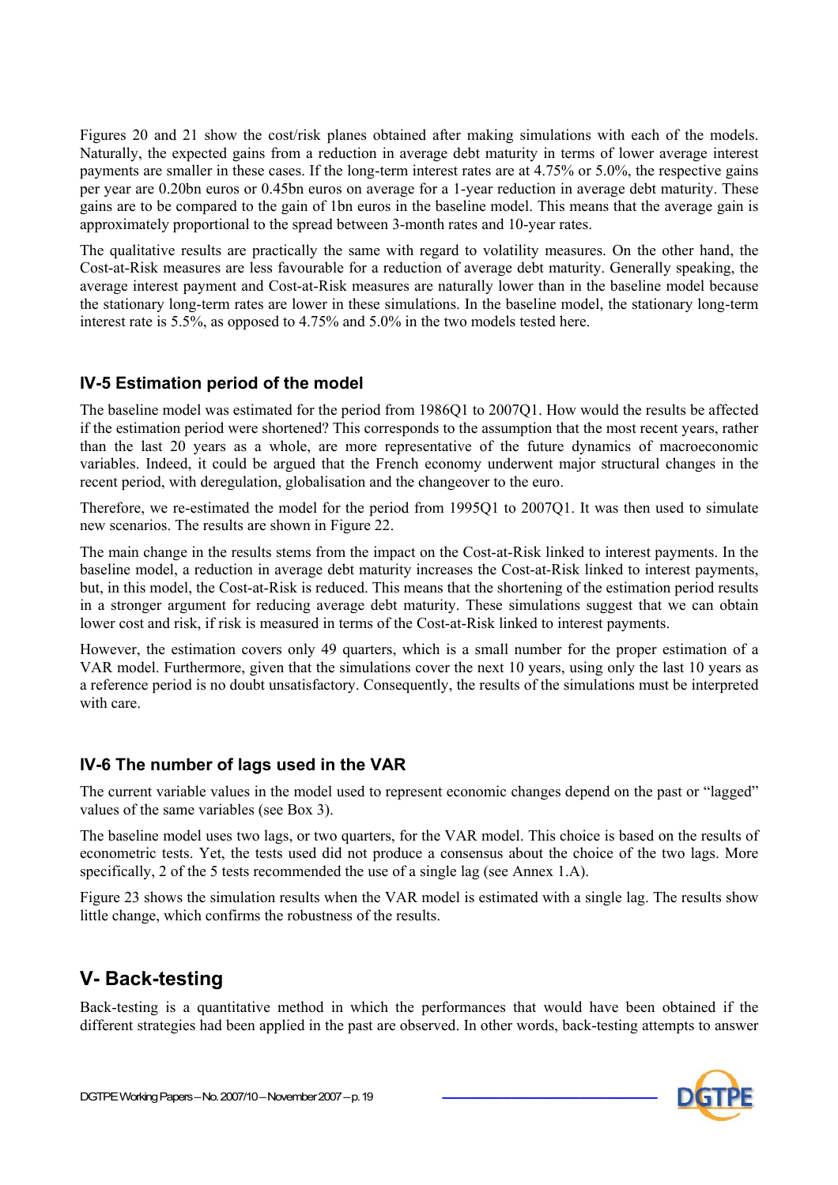Figures 20 and 21 show the cost/risk planes obtained after making simulations with each of the models. Naturally, the expected gains from a reduction in average debt maturity in terms of lower average interest payments are smaller in these cases. If the long-term interest rates are at 4.75% or 5.0%, the respective gains per year are 0.20bn euros or 0.45bn euros on average for a 1-year reduction in average debt maturity. These gains are to be compared to the gain of 1bn euros in the baseline model. This means that the average gain is approximately proportional to the spread between 3-month rates and 10-year rates.

The qualitative results are practically the same with regard to volatility measures. On the other hand, the Cost-at-Risk measures are less favourable for a reduction of average debt maturity. Generally speaking, the average interest payment and Cost-at-Risk measures are naturally lower than in the baseline model because the stationary long-term rates are lower in these simulations. In the baseline model, the stationary long-term interest rate is 5.5%, as opposed to 4.75% and 5.0% in the two models tested here.

### IV-5 Estimation period of the model

The baseline model was estimated for the period from 1986Q1 to 2007Q1. How would the results be affected if the estimation period were shortened? This corresponds to the assumption that the most recent years, rather than the last 20 years as a whole, are more representative of the future dynamics of macroeconomic variables. Indeed, it could be argued that the French economy underwent major structural changes in the recent period, with deregulation, globalisation and the changeover to the euro.

Therefore, we re-estimated the model for the period from 1995Q1 to 2007Q1. It was then used to simulate new scenarios. The results are shown in Figure 22.

The main change in the results stems from the impact on the Cost-at-Risk linked to interest payments. In the baseline model, a reduction in average debt maturity increases the Cost-at-Risk linked to interest payments, but, in this model, the Cost-at-Risk is reduced. This means that the shortening of the estimation period results in a stronger argument for reducing average debt maturity. These simulations suggest that we can obtain lower cost and risk, if risk is measured in terms of the Cost-at-Risk linked to interest payments.

However, the estimation covers only 49 quarters, which is a small number for the proper estimation of a VAR model. Furthermore, given that the simulations cover the next 10 years, using only the last 10 years as a reference period is no doubt unsatisfactory. Consequently, the results of the simulations must be interpreted with care.

### IV-6 The number of lags used in the VAR

The current variable values in the model used to represent economic changes depend on the past or "lagged" values of the same variables (see Box 3).

The baseline model uses two lags, or two quarters, for the VAR model. This choice is based on the results of econometric tests. Yet, the tests used did not produce a consensus about the choice of the two lags. More specifically, 2 of the 5 tests recommended the use of a single lag (see Annex 1.A).

Figure 23 shows the simulation results when the VAR model is estimated with a single lag. The results show little change, which confirms the robustness of the results.

## V- Back-testing

Back-testing is a quantitative method in which the performances that would have been obtained if the different strategies had been applied in the past are observed. In other words, back-testing attempts to answer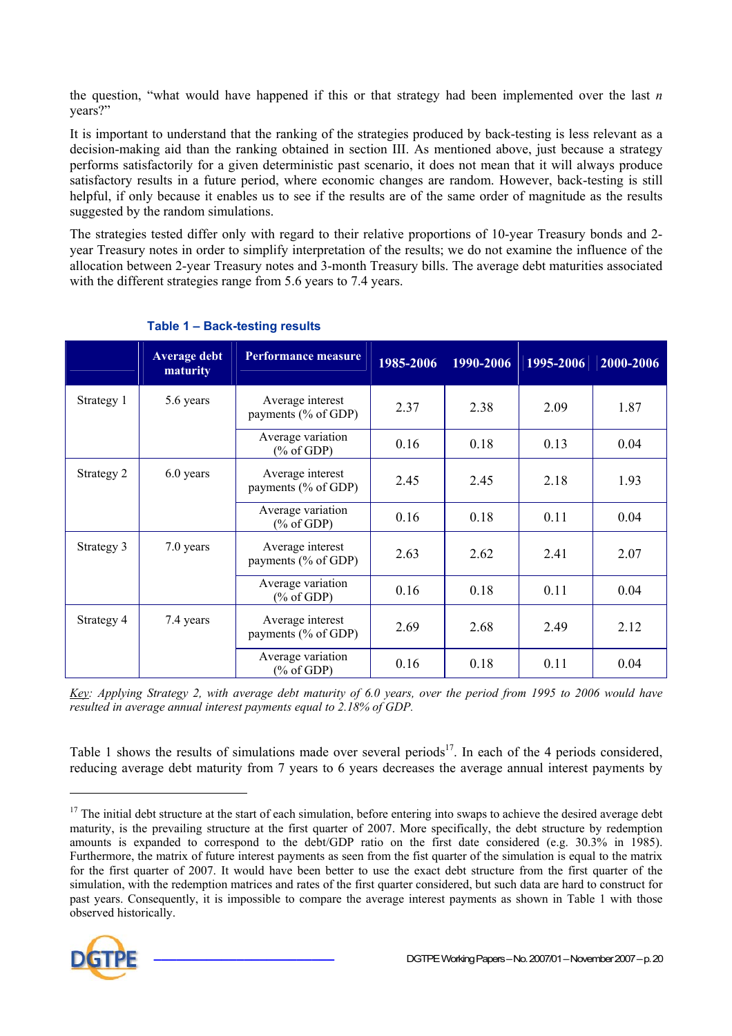the question, "what would have happened if this or that strategy had been implemented over the last *n* years?"

It is important to understand that the ranking of the strategies produced by back-testing is less relevant as a decision-making aid than the ranking obtained in section III. As mentioned above, just because a strategy performs satisfactorily for a given deterministic past scenario, it does not mean that it will always produce satisfactory results in a future period, where economic changes are random. However, back-testing is still helpful, if only because it enables us to see if the results are of the same order of magnitude as the results suggested by the random simulations.

The strategies tested differ only with regard to their relative proportions of 10-year Treasury bonds and 2-year Treasury notes in order to simplify interpretation of the results; we do not examine the influence of the allocation between 2-year Treasury notes and 3-month Treasury bills. The average debt maturities associated with the different strategies range from 5.6 years to 7.4 years.

**Table 1 – Back-testing results**

| | Average debt maturity | Performance measure | 1985-2006 | 1990-2006 | 1995-2006 | 2000-2006 |
|---|---|---|---|---|---|---|
| Strategy 1 | 5.6 years | Average interest payments (% of GDP) | 2.37 | 2.38 | 2.09 | 1.87 |
| | | Average variation (% of GDP) | 0.16 | 0.18 | 0.13 | 0.04 |
| Strategy 2 | 6.0 years | Average interest payments (% of GDP) | 2.45 | 2.45 | 2.18 | 1.93 |
| | | Average variation (% of GDP) | 0.16 | 0.18 | 0.11 | 0.04 |
| Strategy 3 | 7.0 years | Average interest payments (% of GDP) | 2.63 | 2.62 | 2.41 | 2.07 |
| | | Average variation (% of GDP) | 0.16 | 0.18 | 0.11 | 0.04 |
| Strategy 4 | 7.4 years | Average interest payments (% of GDP) | 2.69 | 2.68 | 2.49 | 2.12 |
| | | Average variation (% of GDP) | 0.16 | 0.18 | 0.11 | 0.04 |

*Key: Applying Strategy 2, with average debt maturity of 6.0 years, over the period from 1995 to 2006 would have resulted in average annual interest payments equal to 2.18% of GDP.*

Table 1 shows the results of simulations made over several periods[17]. In each of the 4 periods considered, reducing average debt maturity from 7 years to 6 years decreases the average annual interest payments by

[17] The initial debt structure at the start of each simulation, before entering into swaps to achieve the desired average debt maturity, is the prevailing structure at the first quarter of 2007. More specifically, the debt structure by redemption amounts is expanded to correspond to the debt/GDP ratio on the first date considered (e.g. 30.3% in 1985). Furthermore, the matrix of future interest payments as seen from the fist quarter of the simulation is equal to the matrix for the first quarter of 2007. It would have been better to use the exact debt structure from the first quarter of the simulation, with the redemption matrices and rates of the first quarter considered, but such data are hard to construct for past years. Consequently, it is impossible to compare the average interest payments as shown in Table 1 with those observed historically.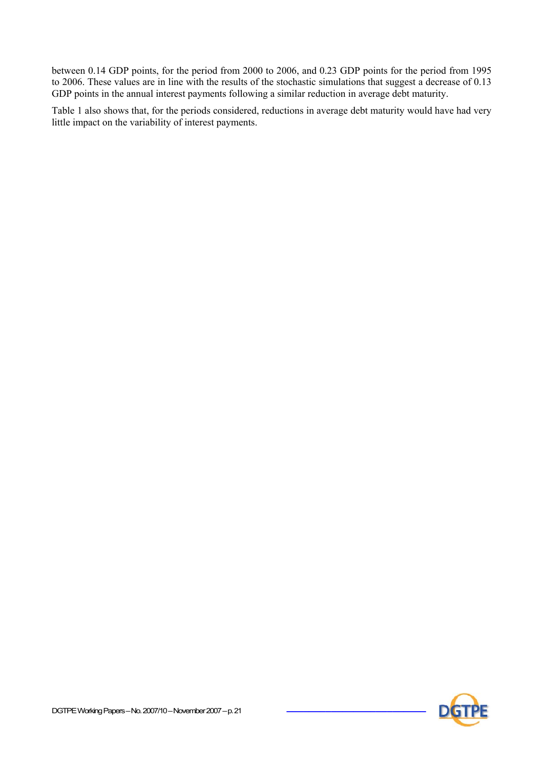between 0.14 GDP points, for the period from 2000 to 2006, and 0.23 GDP points for the period from 1995 to 2006. These values are in line with the results of the stochastic simulations that suggest a decrease of 0.13 GDP points in the annual interest payments following a similar reduction in average debt maturity.

Table 1 also shows that, for the periods considered, reductions in average debt maturity would have had very little impact on the variability of interest payments.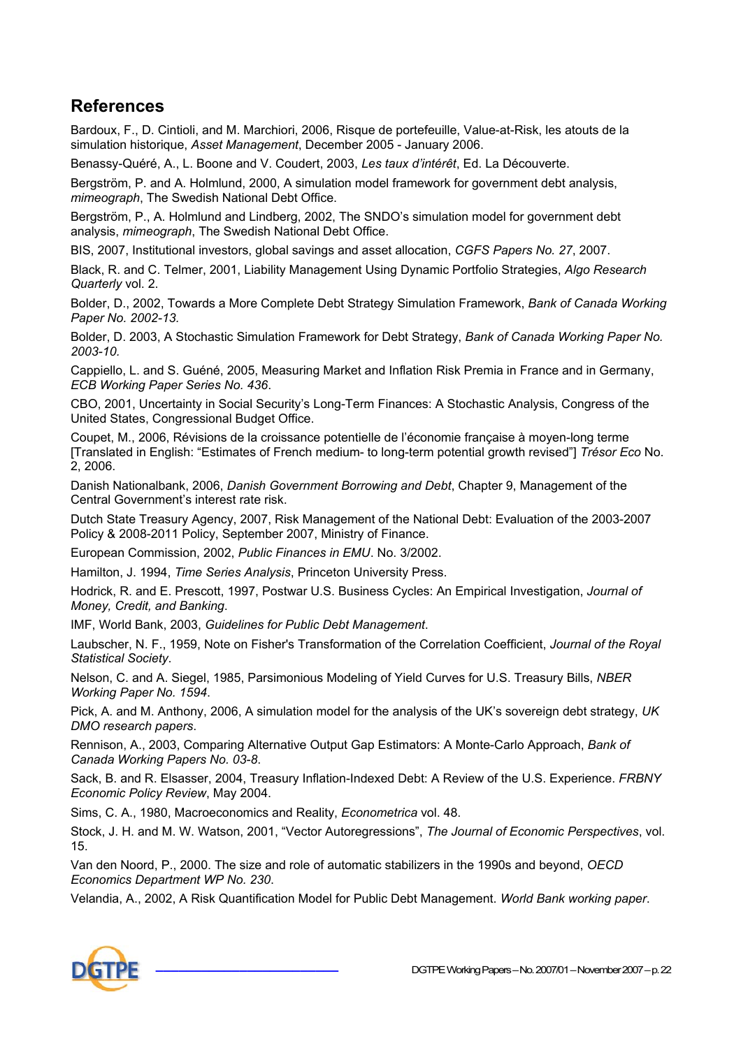## References

Bardoux, F., D. Cintioli, and M. Marchiori, 2006, Risque de portefeuille, Value-at-Risk, les atouts de la simulation historique, *Asset Management*, December 2005 - January 2006.

Benassy-Quéré, A., L. Boone and V. Coudert, 2003, *Les taux d'intérêt*, Ed. La Découverte.

Bergström, P. and A. Holmlund, 2000, A simulation model framework for government debt analysis, *mimeograph*, The Swedish National Debt Office.

Bergström, P., A. Holmlund and Lindberg, 2002, The SNDO's simulation model for government debt analysis, *mimeograph*, The Swedish National Debt Office.

BIS, 2007, Institutional investors, global savings and asset allocation, *CGFS Papers No. 27*, 2007.

Black, R. and C. Telmer, 2001, Liability Management Using Dynamic Portfolio Strategies, *Algo Research Quarterly* vol. 2.

Bolder, D., 2002, Towards a More Complete Debt Strategy Simulation Framework, *Bank of Canada Working Paper No. 2002-13.*

Bolder, D. 2003, A Stochastic Simulation Framework for Debt Strategy, *Bank of Canada Working Paper No. 2003-10.*

Cappiello, L. and S. Guéné, 2005, Measuring Market and Inflation Risk Premia in France and in Germany, *ECB Working Paper Series No. 436*.

CBO, 2001, Uncertainty in Social Security's Long-Term Finances: A Stochastic Analysis, Congress of the United States, Congressional Budget Office.

Coupet, M., 2006, Révisions de la croissance potentielle de l'économie française à moyen-long terme [Translated in English: "Estimates of French medium- to long-term potential growth revised"] *Trésor Eco* No. 2, 2006.

Danish Nationalbank, 2006, *Danish Government Borrowing and Debt*, Chapter 9, Management of the Central Government's interest rate risk.

Dutch State Treasury Agency, 2007, Risk Management of the National Debt: Evaluation of the 2003-2007 Policy & 2008-2011 Policy, September 2007, Ministry of Finance.

European Commission, 2002, *Public Finances in EMU*. No. 3/2002.

Hamilton, J. 1994, *Time Series Analysis*, Princeton University Press.

Hodrick, R. and E. Prescott, 1997, Postwar U.S. Business Cycles: An Empirical Investigation, *Journal of Money, Credit, and Banking*.

IMF, World Bank, 2003, *Guidelines for Public Debt Management*.

Laubscher, N. F., 1959, Note on Fisher's Transformation of the Correlation Coefficient, *Journal of the Royal Statistical Society*.

Nelson, C. and A. Siegel, 1985, Parsimonious Modeling of Yield Curves for U.S. Treasury Bills, *NBER Working Paper No. 1594*.

Pick, A. and M. Anthony, 2006, A simulation model for the analysis of the UK's sovereign debt strategy, *UK DMO research papers*.

Rennison, A., 2003, Comparing Alternative Output Gap Estimators: A Monte-Carlo Approach, *Bank of Canada Working Papers No. 03-8*.

Sack, B. and R. Elsasser, 2004, Treasury Inflation-Indexed Debt: A Review of the U.S. Experience. *FRBNY Economic Policy Review*, May 2004.

Sims, C. A., 1980, Macroeconomics and Reality, *Econometrica* vol. 48.

Stock, J. H. and M. W. Watson, 2001, "Vector Autoregressions", *The Journal of Economic Perspectives*, vol. 15.

Van den Noord, P., 2000. The size and role of automatic stabilizers in the 1990s and beyond, *OECD Economics Department WP No. 230*.

Velandia, A., 2002, A Risk Quantification Model for Public Debt Management. *World Bank working paper*.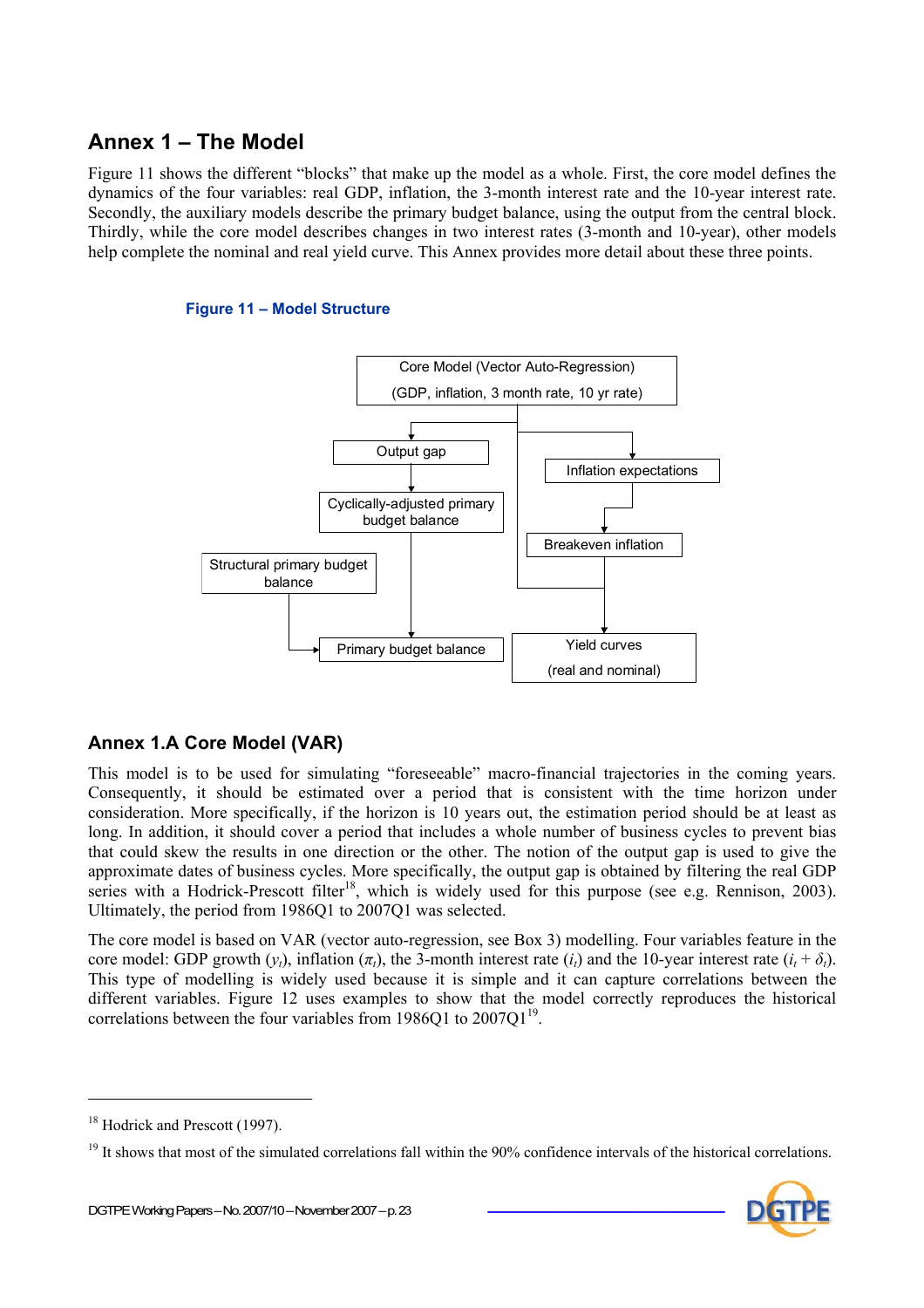## Annex 1 – The Model

Figure 11 shows the different “blocks” that make up the model as a whole. First, the core model defines the dynamics of the four variables: real GDP, inflation, the 3-month interest rate and the 10-year interest rate. Secondly, the auxiliary models describe the primary budget balance, using the output from the central block. Thirdly, while the core model describes changes in two interest rates (3-month and 10-year), other models help complete the nominal and real yield curve. This Annex provides more detail about these three points.

**Figure 11 – Model Structure**

Core Model (Vector Auto-Regression)
(GDP, inflation, 3 month rate, 10 yr rate)

Output gap

Inflation expectations

Cyclically-adjusted primary budget balance

Breakeven inflation

Structural primary budget balance

Primary budget balance

Yield curves
(real and nominal)

### Annex 1.A Core Model (VAR)

This model is to be used for simulating “foreseeable” macro-financial trajectories in the coming years. Consequently, it should be estimated over a period that is consistent with the time horizon under consideration. More specifically, if the horizon is 10 years out, the estimation period should be at least as long. In addition, it should cover a period that includes a whole number of business cycles to prevent bias that could skew the results in one direction or the other. The notion of the output gap is used to give the approximate dates of business cycles. More specifically, the output gap is obtained by filtering the real GDP series with a Hodrick-Prescott filter[18], which is widely used for this purpose (see e.g. Rennison, 2003). Ultimately, the period from 1986Q1 to 2007Q1 was selected.

The core model is based on VAR (vector auto-regression, see Box 3) modelling. Four variables feature in the core model: GDP growth ($y_t$), inflation ($\pi_t$), the 3-month interest rate ($i_t$) and the 10-year interest rate ($i_t + \delta_t$). This type of modelling is widely used because it is simple and it can capture correlations between the different variables. Figure 12 uses examples to show that the model correctly reproduces the historical correlations between the four variables from 1986Q1 to 2007Q1[19].

[18] Hodrick and Prescott (1997).

[19] It shows that most of the simulated correlations fall within the 90% confidence intervals of the historical correlations.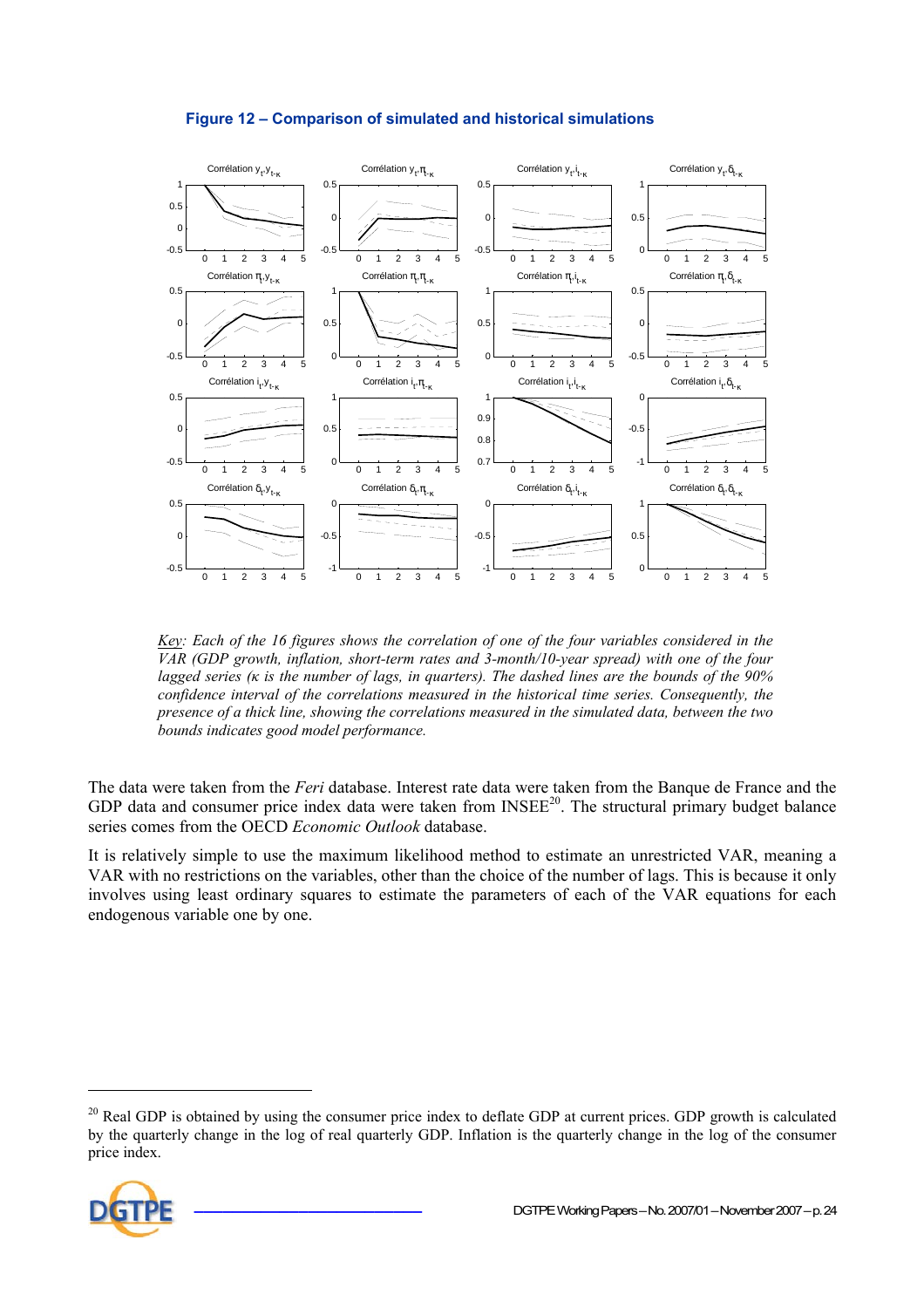**Figure 12 – Comparison of simulated and historical simulations**

Corrélation $y_t, y_{t-\kappa}$

Corrélation $y_t, \pi_{t-\kappa}$

Corrélation $y_t, i_{t-\kappa}$

Corrélation $y_t, \delta_{t-\kappa}$

Corrélation $\pi_t, y_{t-\kappa}$

Corrélation $\pi_t, \pi_{t-\kappa}$

Corrélation $\pi_t, i_{t-\kappa}$

Corrélation $\pi_t, \delta_{t-\kappa}$

Corrélation $i_t, y_{t-\kappa}$

Corrélation $i_t, \pi_{t-\kappa}$

Corrélation $i_t, i_{t-\kappa}$

Corrélation $i_t, \delta_{t-\kappa}$

Corrélation $\delta_t, y_{t-\kappa}$

Corrélation $\delta_t, \pi_{t-\kappa}$

Corrélation $\delta_t, i_{t-\kappa}$

Corrélation $\delta_t, \delta_{t-\kappa}$

*Key: Each of the 16 figures shows the correlation of one of the four variables considered in the VAR (GDP growth, inflation, short-term rates and 3-month/10-year spread) with one of the four lagged series (κ is the number of lags, in quarters). The dashed lines are the bounds of the 90% confidence interval of the correlations measured in the historical time series. Consequently, the presence of a thick line, showing the correlations measured in the simulated data, between the two bounds indicates good model performance.*

The data were taken from the *Feri* database. Interest rate data were taken from the Banque de France and the GDP data and consumer price index data were taken from INSEE[20]. The structural primary budget balance series comes from the OECD *Economic Outlook* database.

It is relatively simple to use the maximum likelihood method to estimate an unrestricted VAR, meaning a VAR with no restrictions on the variables, other than the choice of the number of lags. This is because it only involves using least ordinary squares to estimate the parameters of each of the VAR equations for each endogenous variable one by one.

[20] Real GDP is obtained by using the consumer price index to deflate GDP at current prices. GDP growth is calculated by the quarterly change in the log of real quarterly GDP. Inflation is the quarterly change in the log of the consumer price index.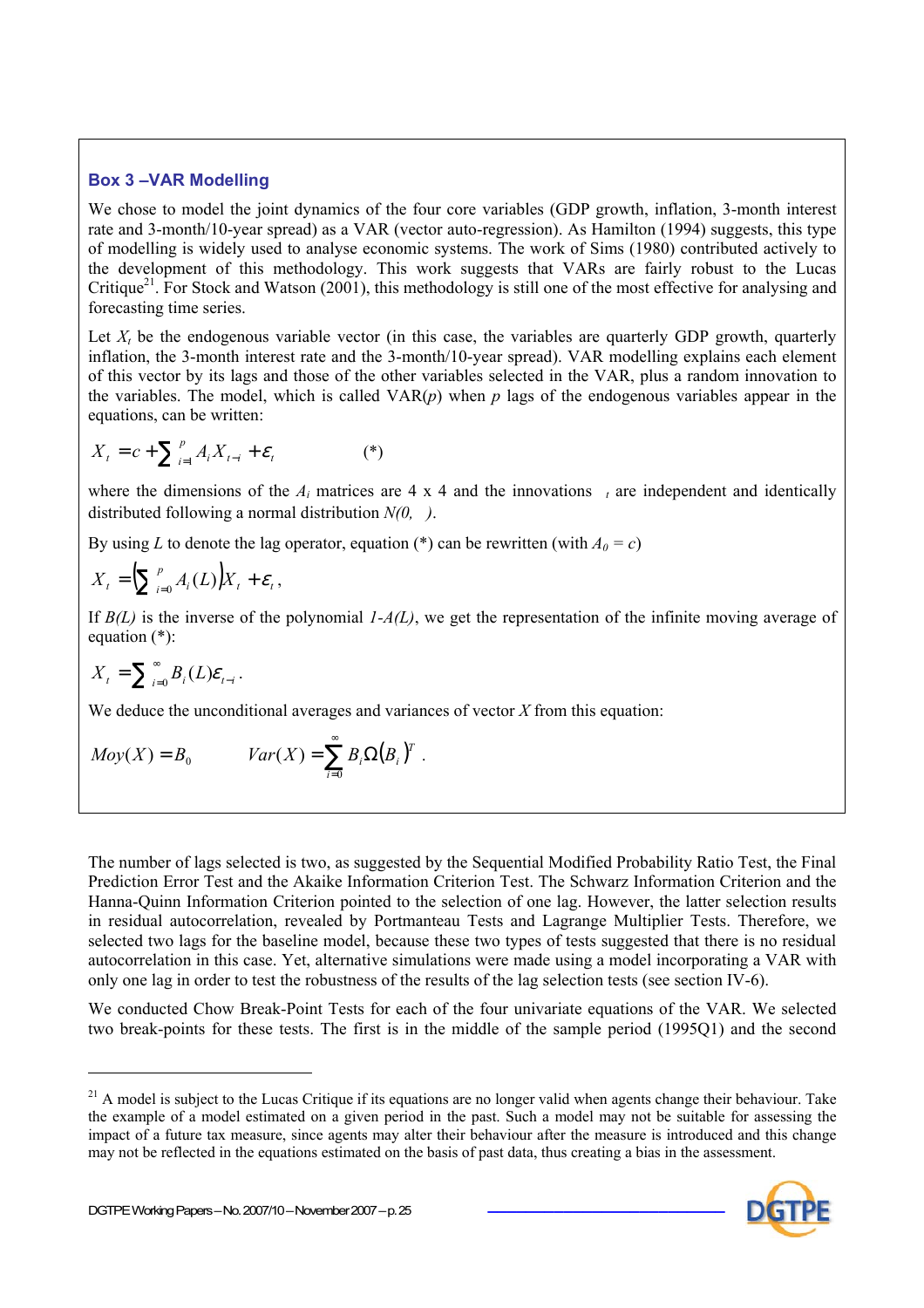### Box 3 –VAR Modelling

We chose to model the joint dynamics of the four core variables (GDP growth, inflation, 3-month interest rate and 3-month/10-year spread) as a VAR (vector auto-regression). As Hamilton (1994) suggests, this type of modelling is widely used to analyse economic systems. The work of Sims (1980) contributed actively to the development of this methodology. This work suggests that VARs are fairly robust to the Lucas Critique[21]. For Stock and Watson (2001), this methodology is still one of the most effective for analysing and forecasting time series.

Let $X_t$ be the endogenous variable vector (in this case, the variables are quarterly GDP growth, quarterly inflation, the 3-month interest rate and the 3-month/10-year spread). VAR modelling explains each element of this vector by its lags and those of the other variables selected in the VAR, plus a random innovation to the variables. The model, which is called VAR($p$) when $p$ lags of the endogenous variables appear in the equations, can be written:

$$X_t = c + \sum_{i=1}^{p} A_i X_{t-i} + \varepsilon_t \qquad (*)$$

where the dimensions of the $A_i$ matrices are 4 x 4 and the innovations $\varepsilon_t$ are independent and identically distributed following a normal distribution $N(0, \Omega)$.

By using $L$ to denote the lag operator, equation (*) can be rewritten (with $A_0 = c$)

$$X_t = \left(\sum_{i=0}^{p} A_i(L)\right) X_t + \varepsilon_t,$$

If $B(L)$ is the inverse of the polynomial $1\text{-}A(L)$, we get the representation of the infinite moving average of equation (*):

$$X_t = \sum_{i=0}^{\infty} B_i(L)\varepsilon_{t-i}.$$

We deduce the unconditional averages and variances of vector $X$ from this equation:

$$Moy(X) = B_0 \qquad Var(X) = \sum_{i=0}^{\infty} B_i \Omega (B_i)^T.$$

The number of lags selected is two, as suggested by the Sequential Modified Probability Ratio Test, the Final Prediction Error Test and the Akaike Information Criterion Test. The Schwarz Information Criterion and the Hanna-Quinn Information Criterion pointed to the selection of one lag. However, the latter selection results in residual autocorrelation, revealed by Portmanteau Tests and Lagrange Multiplier Tests. Therefore, we selected two lags for the baseline model, because these two types of tests suggested that there is no residual autocorrelation in this case. Yet, alternative simulations were made using a model incorporating a VAR with only one lag in order to test the robustness of the results of the lag selection tests (see section IV-6).

We conducted Chow Break-Point Tests for each of the four univariate equations of the VAR. We selected two break-points for these tests. The first is in the middle of the sample period (1995Q1) and the second

[21] A model is subject to the Lucas Critique if its equations are no longer valid when agents change their behaviour. Take the example of a model estimated on a given period in the past. Such a model may not be suitable for assessing the impact of a future tax measure, since agents may alter their behaviour after the measure is introduced and this change may not be reflected in the equations estimated on the basis of past data, thus creating a bias in the assessment.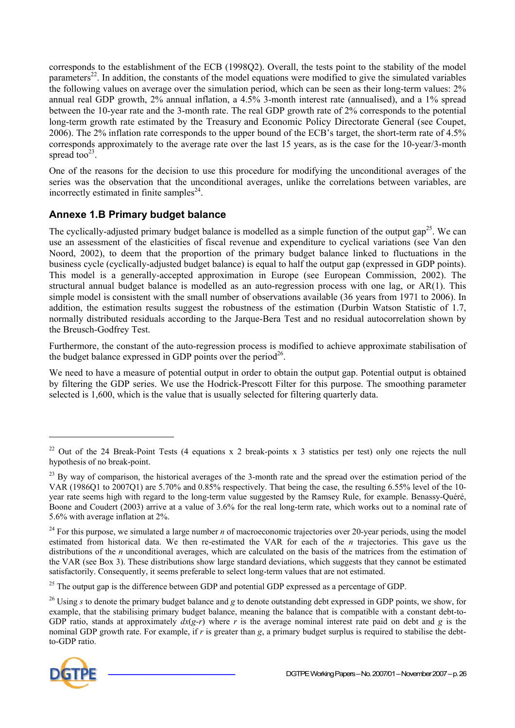corresponds to the establishment of the ECB (1998Q2). Overall, the tests point to the stability of the model parameters[22]. In addition, the constants of the model equations were modified to give the simulated variables the following values on average over the simulation period, which can be seen as their long-term values: 2% annual real GDP growth, 2% annual inflation, a 4.5% 3-month interest rate (annualised), and a 1% spread between the 10-year rate and the 3-month rate. The real GDP growth rate of 2% corresponds to the potential long-term growth rate estimated by the Treasury and Economic Policy Directorate General (see Coupet, 2006). The 2% inflation rate corresponds to the upper bound of the ECB's target, the short-term rate of 4.5% corresponds approximately to the average rate over the last 15 years, as is the case for the 10-year/3-month spread too[23].

One of the reasons for the decision to use this procedure for modifying the unconditional averages of the series was the observation that the unconditional averages, unlike the correlations between variables, are incorrectly estimated in finite samples[24].

### Annexe 1.B Primary budget balance

The cyclically-adjusted primary budget balance is modelled as a simple function of the output gap[25]. We can use an assessment of the elasticities of fiscal revenue and expenditure to cyclical variations (see Van den Noord, 2002), to deem that the proportion of the primary budget balance linked to fluctuations in the business cycle (cyclically-adjusted budget balance) is equal to half the output gap (expressed in GDP points). This model is a generally-accepted approximation in Europe (see European Commission, 2002). The structural annual budget balance is modelled as an auto-regression process with one lag, or AR(1). This simple model is consistent with the small number of observations available (36 years from 1971 to 2006). In addition, the estimation results suggest the robustness of the estimation (Durbin Watson Statistic of 1.7, normally distributed residuals according to the Jarque-Bera Test and no residual autocorrelation shown by the Breusch-Godfrey Test.

Furthermore, the constant of the auto-regression process is modified to achieve approximate stabilisation of the budget balance expressed in GDP points over the period[26].

We need to have a measure of potential output in order to obtain the output gap. Potential output is obtained by filtering the GDP series. We use the Hodrick-Prescott Filter for this purpose. The smoothing parameter selected is 1,600, which is the value that is usually selected for filtering quarterly data.

---

[22] Out of the 24 Break-Point Tests (4 equations x 2 break-points x 3 statistics per test) only one rejects the null hypothesis of no break-point.

[23] By way of comparison, the historical averages of the 3-month rate and the spread over the estimation period of the VAR (1986Q1 to 2007Q1) are 5.70% and 0.85% respectively. That being the case, the resulting 6.55% level of the 10-year rate seems high with regard to the long-term value suggested by the Ramsey Rule, for example. Benassy-Quéré, Boone and Coudert (2003) arrive at a value of 3.6% for the real long-term rate, which works out to a nominal rate of 5.6% with average inflation at 2%.

[24] For this purpose, we simulated a large number $n$ of macroeconomic trajectories over 20-year periods, using the model estimated from historical data. We then re-estimated the VAR for each of the $n$ trajectories. This gave us the distributions of the $n$ unconditional averages, which are calculated on the basis of the matrices from the estimation of the VAR (see Box 3). These distributions show large standard deviations, which suggests that they cannot be estimated satisfactorily. Consequently, it seems preferable to select long-term values that are not estimated.

[25] The output gap is the difference between GDP and potential GDP expressed as a percentage of GDP.

[26] Using $s$ to denote the primary budget balance and $g$ to denote outstanding debt expressed in GDP points, we show, for example, that the stabilising primary budget balance, meaning the balance that is compatible with a constant debt-to-GDP ratio, stands at approximately $dx(g\text{-}r)$ where $r$ is the average nominal interest rate paid on debt and $g$ is the nominal GDP growth rate. For example, if $r$ is greater than $g$, a primary budget surplus is required to stabilise the debt-to-GDP ratio.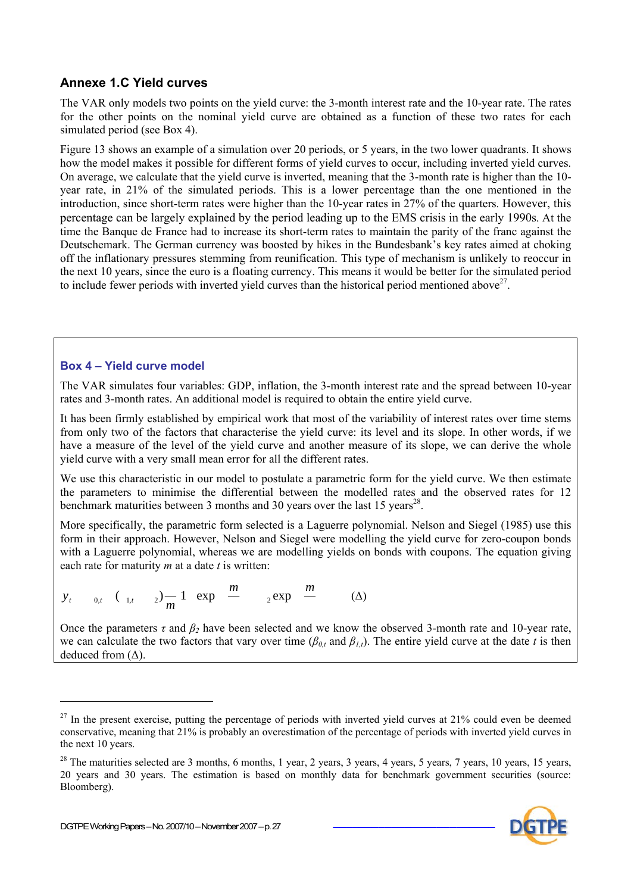### Annexe 1.C Yield curves

The VAR only models two points on the yield curve: the 3-month interest rate and the 10-year rate. The rates for the other points on the nominal yield curve are obtained as a function of these two rates for each simulated period (see Box 4).

Figure 13 shows an example of a simulation over 20 periods, or 5 years, in the two lower quadrants. It shows how the model makes it possible for different forms of yield curves to occur, including inverted yield curves. On average, we calculate that the yield curve is inverted, meaning that the 3-month rate is higher than the 10-year rate, in 21% of the simulated periods. This is a lower percentage than the one mentioned in the introduction, since short-term rates were higher than the 10-year rates in 27% of the quarters. However, this percentage can be largely explained by the period leading up to the EMS crisis in the early 1990s. At the time the Banque de France had to increase its short-term rates to maintain the parity of the franc against the Deutschemark. The German currency was boosted by hikes in the Bundesbank's key rates aimed at choking off the inflationary pressures stemming from reunification. This type of mechanism is unlikely to reoccur in the next 10 years, since the euro is a floating currency. This means it would be better for the simulated period to include fewer periods with inverted yield curves than the historical period mentioned above[27].

---

**Box 4 – Yield curve model**

The VAR simulates four variables: GDP, inflation, the 3-month interest rate and the spread between 10-year rates and 3-month rates. An additional model is required to obtain the entire yield curve.

It has been firmly established by empirical work that most of the variability of interest rates over time stems from only two of the factors that characterise the yield curve: its level and its slope. In other words, if we have a measure of the level of the yield curve and another measure of its slope, we can derive the whole yield curve with a very small mean error for all the different rates.

We use this characteristic in our model to postulate a parametric form for the yield curve. We then estimate the parameters to minimise the differential between the modelled rates and the observed rates for 12 benchmark maturities between 3 months and 30 years over the last 15 years[28].

More specifically, the parametric form selected is a Laguerre polynomial. Nelson and Siegel (1985) use this form in their approach. However, Nelson and Siegel were modelling the yield curve for zero-coupon bonds with a Laguerre polynomial, whereas we are modelling yields on bonds with coupons. The equation giving each rate for maturity $m$ at a date $t$ is written:

$$y_t = \beta_{0,t} + (\beta_{1,t} + \beta_2)\frac{\tau}{m}\left(1 - \exp\left(-\frac{m}{\tau}\right)\right) - \beta_2 \exp\left(-\frac{m}{\tau}\right) \qquad (\Delta)$$

Once the parameters $\tau$ and $\beta_2$ have been selected and we know the observed 3-month rate and 10-year rate, we can calculate the two factors that vary over time ($\beta_{0,t}$ and $\beta_{1,t}$). The entire yield curve at the date $t$ is then deduced from ($\Delta$).

---

[27] In the present exercise, putting the percentage of periods with inverted yield curves at 21% could even be deemed conservative, meaning that 21% is probably an overestimation of the percentage of periods with inverted yield curves in the next 10 years.

[28] The maturities selected are 3 months, 6 months, 1 year, 2 years, 3 years, 4 years, 5 years, 7 years, 10 years, 15 years, 20 years and 30 years. The estimation is based on monthly data for benchmark government securities (source: Bloomberg).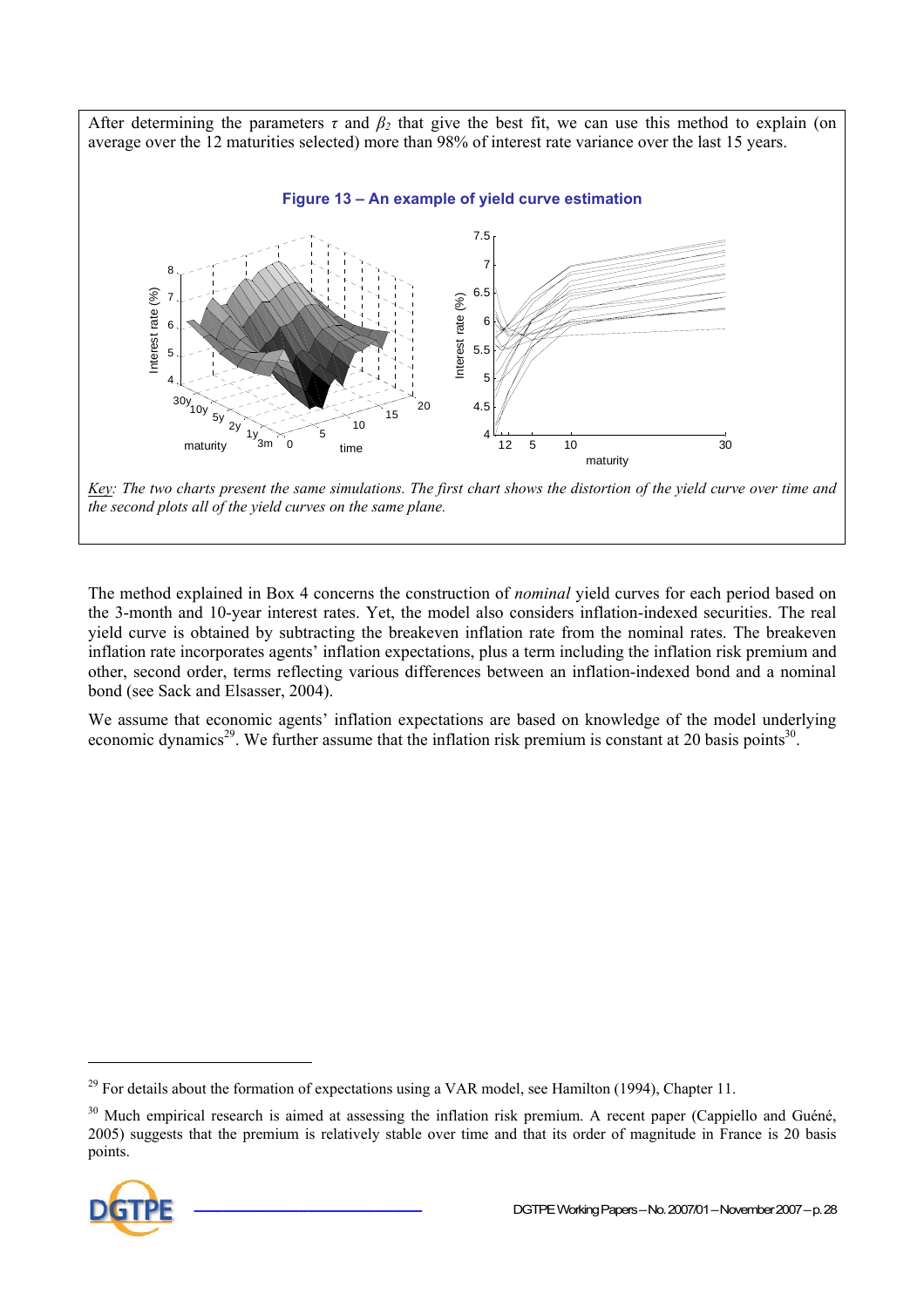After determining the parameters $\tau$ and $\beta_2$ that give the best fit, we can use this method to explain (on average over the 12 maturities selected) more than 98% of interest rate variance over the last 15 years.

**Figure 13 – An example of yield curve estimation**

Interest rate (%)
8
7
6
5
4
30y
10y
5y
2y
1y
3m
maturity
0
5
10
15
20
time

Interest rate (%)
7.5
7
6.5
6
5.5
5
4.5
4
1 2
5
10
30
maturity

*Key: The two charts present the same simulations. The first chart shows the distortion of the yield curve over time and the second plots all of the yield curves on the same plane.*

The method explained in Box 4 concerns the construction of *nominal* yield curves for each period based on the 3-month and 10-year interest rates. Yet, the model also considers inflation-indexed securities. The real yield curve is obtained by subtracting the breakeven inflation rate from the nominal rates. The breakeven inflation rate incorporates agents' inflation expectations, plus a term including the inflation risk premium and other, second order, terms reflecting various differences between an inflation-indexed bond and a nominal bond (see Sack and Elsasser, 2004).

We assume that economic agents' inflation expectations are based on knowledge of the model underlying economic dynamics[29]. We further assume that the inflation risk premium is constant at 20 basis points[30].

---

[29] For details about the formation of expectations using a VAR model, see Hamilton (1994), Chapter 11.

[30] Much empirical research is aimed at assessing the inflation risk premium. A recent paper (Cappiello and Guéné, 2005) suggests that the premium is relatively stable over time and that its order of magnitude in France is 20 basis points.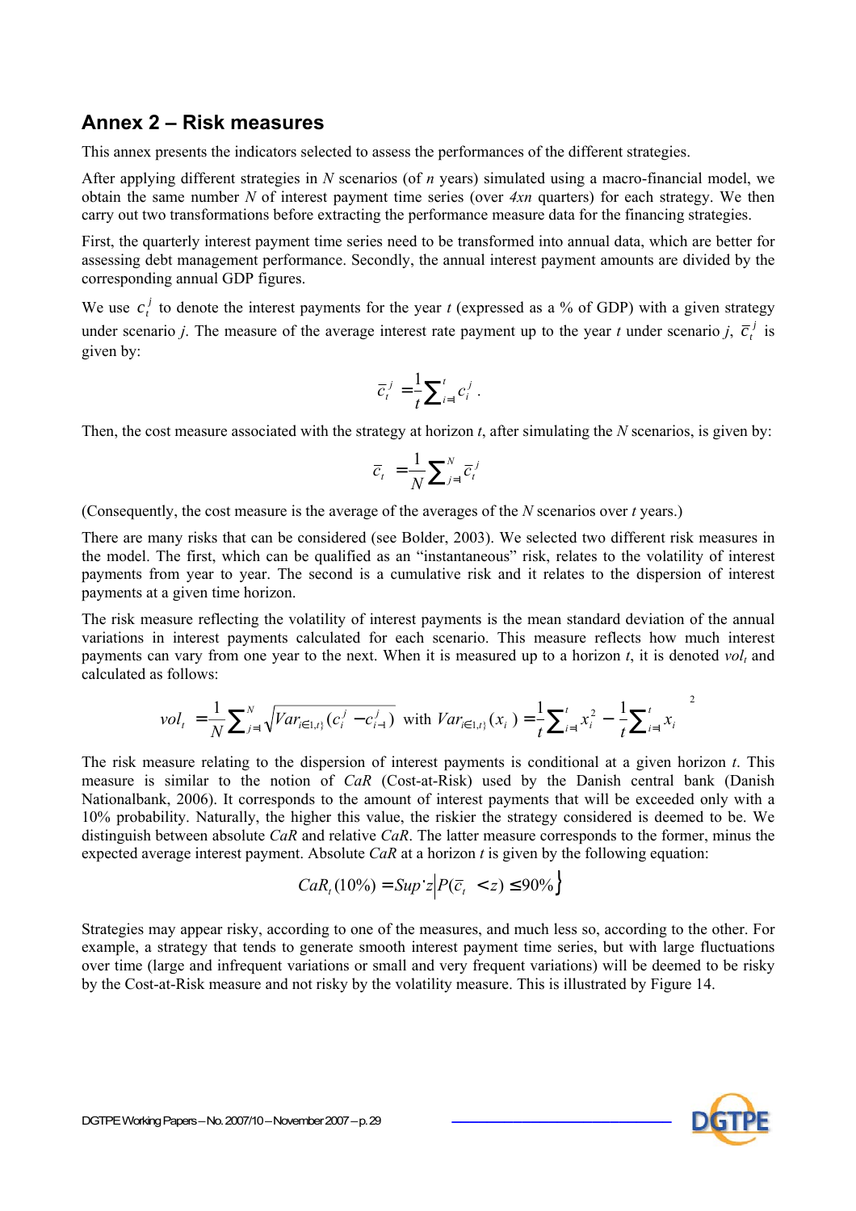## Annex 2 – Risk measures

This annex presents the indicators selected to assess the performances of the different strategies.

After applying different strategies in $N$ scenarios (of $n$ years) simulated using a macro-financial model, we obtain the same number $N$ of interest payment time series (over $4xn$ quarters) for each strategy. We then carry out two transformations before extracting the performance measure data for the financing strategies.

First, the quarterly interest payment time series need to be transformed into annual data, which are better for assessing debt management performance. Secondly, the annual interest payment amounts are divided by the corresponding annual GDP figures.

We use $c_t^j$ to denote the interest payments for the year $t$ (expressed as a % of GDP) with a given strategy under scenario $j$. The measure of the average interest rate payment up to the year $t$ under scenario $j$, $\bar{c}_t^j$ is given by:

$$\bar{c}_t^j = \frac{1}{t}\sum_{i=1}^{t} c_i^j .$$

Then, the cost measure associated with the strategy at horizon $t$, after simulating the $N$ scenarios, is given by:

$$\bar{c}_t = \frac{1}{N}\sum_{j=1}^{N} \bar{c}_t^j$$

(Consequently, the cost measure is the average of the averages of the $N$ scenarios over $t$ years.)

There are many risks that can be considered (see Bolder, 2003). We selected two different risk measures in the model. The first, which can be qualified as an “instantaneous” risk, relates to the volatility of interest payments from year to year. The second is a cumulative risk and it relates to the dispersion of interest payments at a given time horizon.

The risk measure reflecting the volatility of interest payments is the mean standard deviation of the annual variations in interest payments calculated for each scenario. This measure reflects how much interest payments can vary from one year to the next. When it is measured up to a horizon $t$, it is denoted $vol_t$ and calculated as follows:

$$vol_t = \frac{1}{N}\sum_{j=1}^{N}\sqrt{Var_{i\in\{1,t\}}(c_i^j - c_{i-1}^j)} \text{ with } Var_{i\in\{1,t\}}(x_i) = \frac{1}{t}\sum_{i=1}^{t} x_i^2 - \left(\frac{1}{t}\sum_{i=1}^{t} x_i\right)^2$$

The risk measure relating to the dispersion of interest payments is conditional at a given horizon $t$. This measure is similar to the notion of *CaR* (Cost-at-Risk) used by the Danish central bank (Danish Nationalbank, 2006). It corresponds to the amount of interest payments that will be exceeded only with a 10% probability. Naturally, the higher this value, the riskier the strategy considered is deemed to be. We distinguish between absolute *CaR* and relative *CaR*. The latter measure corresponds to the former, minus the expected average interest payment. Absolute *CaR* at a horizon $t$ is given by the following equation:

$$CaR_t(10\%) = Sup\left\{z \,\middle|\, P(\bar{c}_t < z) \le 90\%\right\}$$

Strategies may appear risky, according to one of the measures, and much less so, according to the other. For example, a strategy that tends to generate smooth interest payment time series, but with large fluctuations over time (large and infrequent variations or small and very frequent variations) will be deemed to be risky by the Cost-at-Risk measure and not risky by the volatility measure. This is illustrated by Figure 14.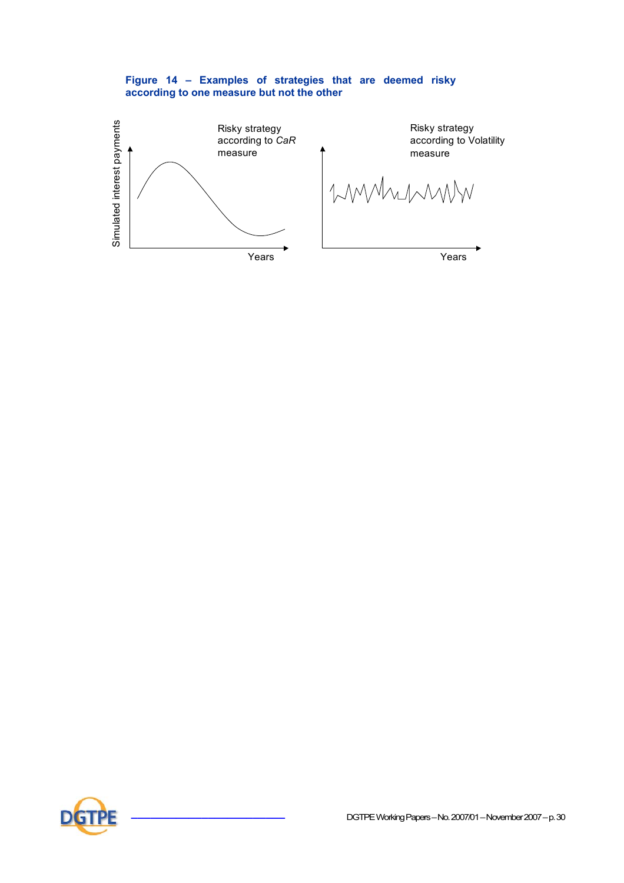**Figure 14 – Examples of strategies that are deemed risky according to one measure but not the other**

Simulated interest payments

Risky strategy according to *CaR* measure

Years

Risky strategy according to Volatility measure

Years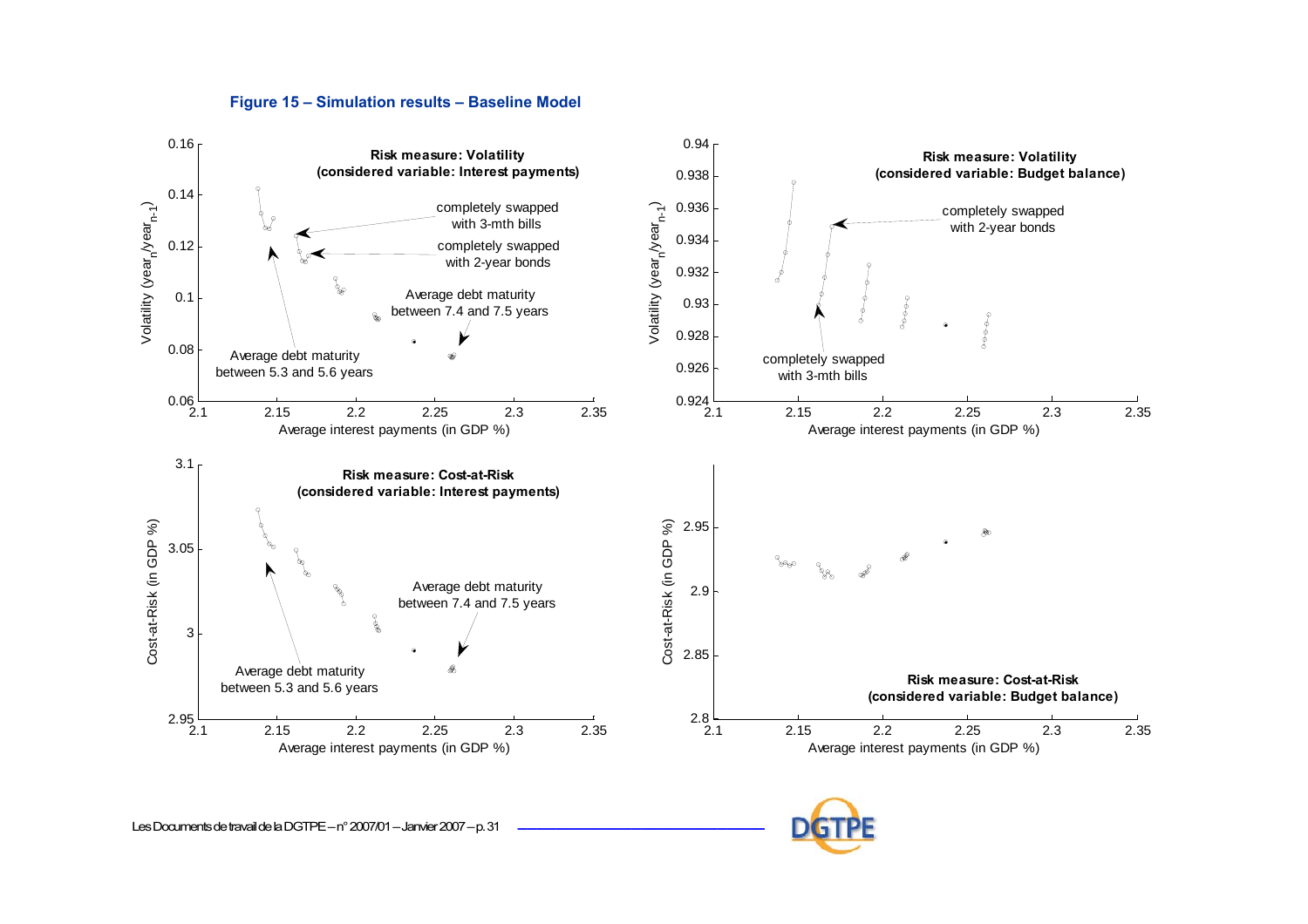**Figure 15 – Simulation results – Baseline Model**

Risk measure: Volatility
(considered variable: Interest payments)

Volatility (year$_n$/year$_{n-1}$)

0.16
0.14
0.12
0.1
0.08
0.06

completely swapped with 3-mth bills

completely swapped with 2-year bonds

Average debt maturity between 7.4 and 7.5 years

Average debt maturity between 5.3 and 5.6 years

2.1 2.15 2.2 2.25 2.3 2.35

Average interest payments (in GDP %)

Risk measure: Volatility
(considered variable: Budget balance)

Volatility (year$_n$/year$_{n-1}$)

0.94
0.938
0.936
0.934
0.932
0.93
0.928
0.926
0.924

completely swapped with 2-year bonds

completely swapped with 3-mth bills

2.1 2.15 2.2 2.25 2.3 2.35

Average interest payments (in GDP %)

Risk measure: Cost-at-Risk
(considered variable: Interest payments)

Cost-at-Risk (in GDP %)

3.1
3.05
3
2.95

Average debt maturity between 7.4 and 7.5 years

Average debt maturity between 5.3 and 5.6 years

2.1 2.15 2.2 2.25 2.3 2.35

Average interest payments (in GDP %)

Risk measure: Cost-at-Risk
(considered variable: Budget balance)

Cost-at-Risk (in GDP %)

2.95
2.9
2.85
2.8

2.1 2.15 2.2 2.25 2.3 2.35

Average interest payments (in GDP %)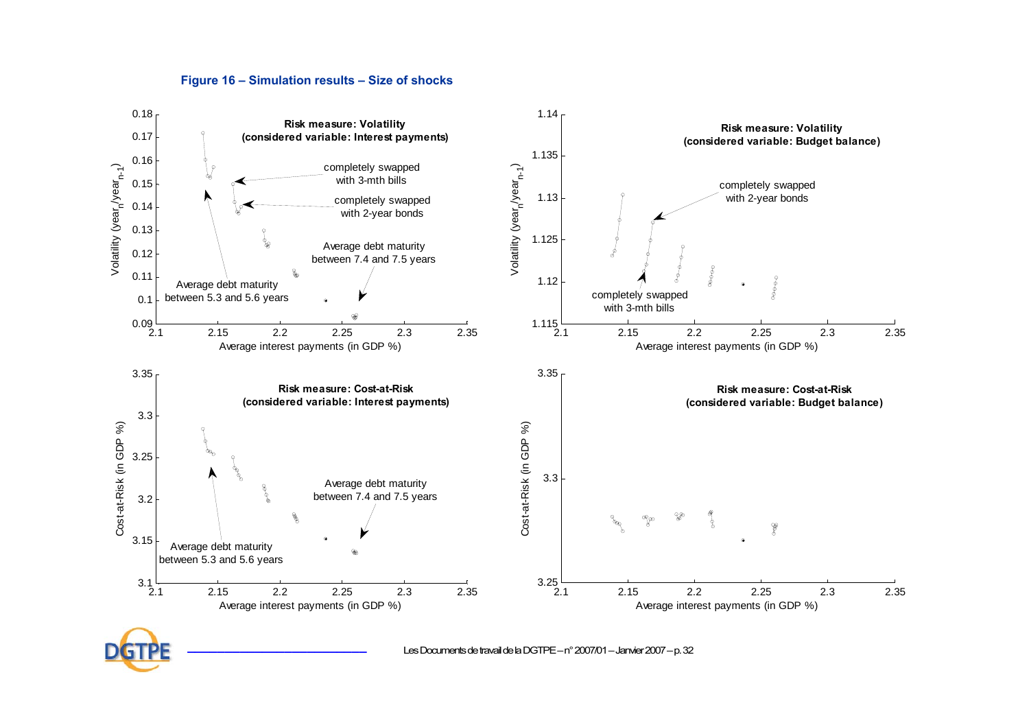**Figure 16 – Simulation results – Size of shocks**

Risk measure: Volatility
(considered variable: Interest payments)

Volatility ($year_n/year_{n-1}$)

0.18
0.17
0.16
0.15
0.14
0.13
0.12
0.11
0.1
0.09

completely swapped with 3-mth bills

completely swapped with 2-year bonds

Average debt maturity between 7.4 and 7.5 years

Average debt maturity between 5.3 and 5.6 years

2.1 2.15 2.2 2.25 2.3 2.35

Average interest payments (in GDP %)

Risk measure: Volatility
(considered variable: Budget balance)

Volatility ($year_n/year_{n-1}$)

1.14
1.135
1.13
1.125
1.12
1.115

completely swapped with 2-year bonds

completely swapped with 3-mth bills

2.1 2.15 2.2 2.25 2.3 2.35

Average interest payments (in GDP %)

Risk measure: Cost-at-Risk
(considered variable: Interest payments)

Cost-at-Risk (in GDP %)

3.35
3.3
3.25
3.2
3.15
3.1

Average debt maturity between 7.4 and 7.5 years

Average debt maturity between 5.3 and 5.6 years

2.1 2.15 2.2 2.25 2.3 2.35

Average interest payments (in GDP %)

Risk measure: Cost-at-Risk
(considered variable: Budget balance)

Cost-at-Risk (in GDP %)

3.35
3.3
3.25

2.1 2.15 2.2 2.25 2.3 2.35

Average interest payments (in GDP %)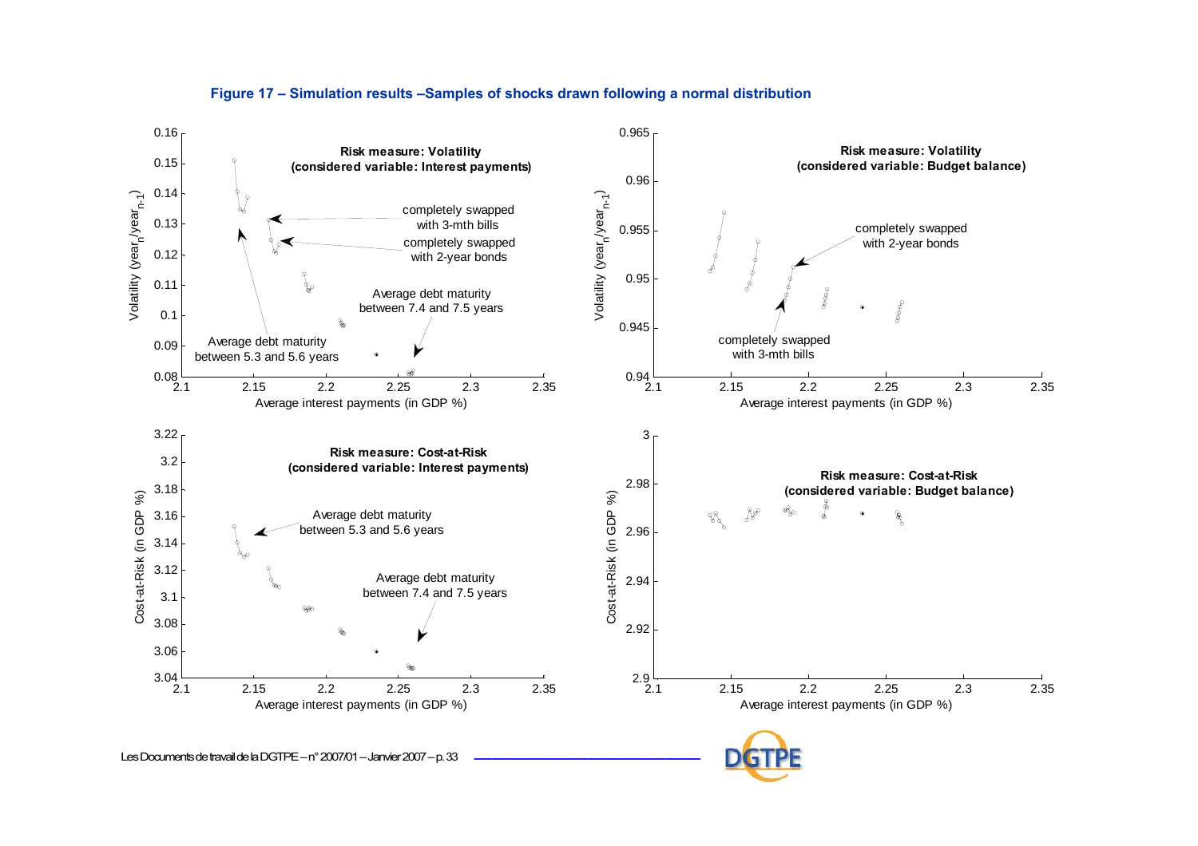**Figure 17 – Simulation results –Samples of shocks drawn following a normal distribution**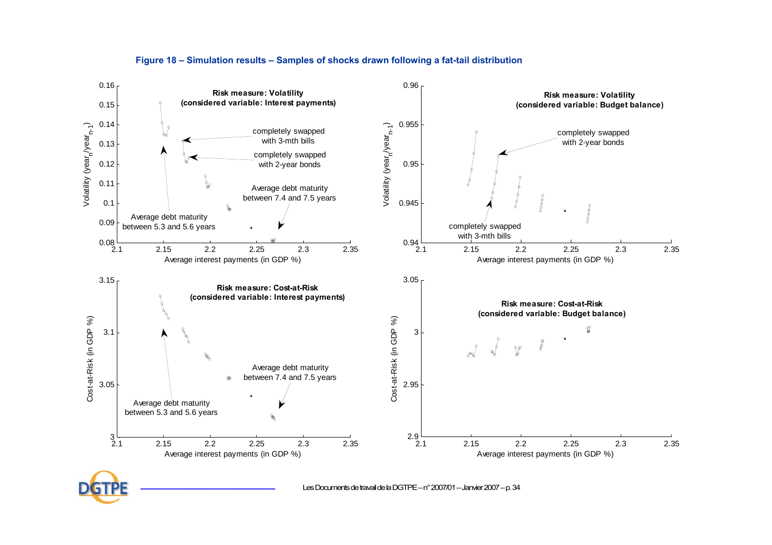**Figure 18 – Simulation results – Samples of shocks drawn following a fat-tail distribution**

**Risk measure: Volatility (considered variable: Interest payments)**

Volatility ($year_n/year_{n-1}$)

Average interest payments (in GDP %)

completely swapped with 3-mth bills

completely swapped with 2-year bonds

Average debt maturity between 7.4 and 7.5 years

Average debt maturity between 5.3 and 5.6 years

**Risk measure: Volatility (considered variable: Budget balance)**

Volatility ($year_n/year_{n-1}$)

Average interest payments (in GDP %)

completely swapped with 2-year bonds

completely swapped with 3-mth bills

**Risk measure: Cost-at-Risk (considered variable: Interest payments)**

Cost-at-Risk (in GDP %)

Average interest payments (in GDP %)

Average debt maturity between 7.4 and 7.5 years

Average debt maturity between 5.3 and 5.6 years

**Risk measure: Cost-at-Risk (considered variable: Budget balance)**

Cost-at-Risk (in GDP %)

Average interest payments (in GDP %)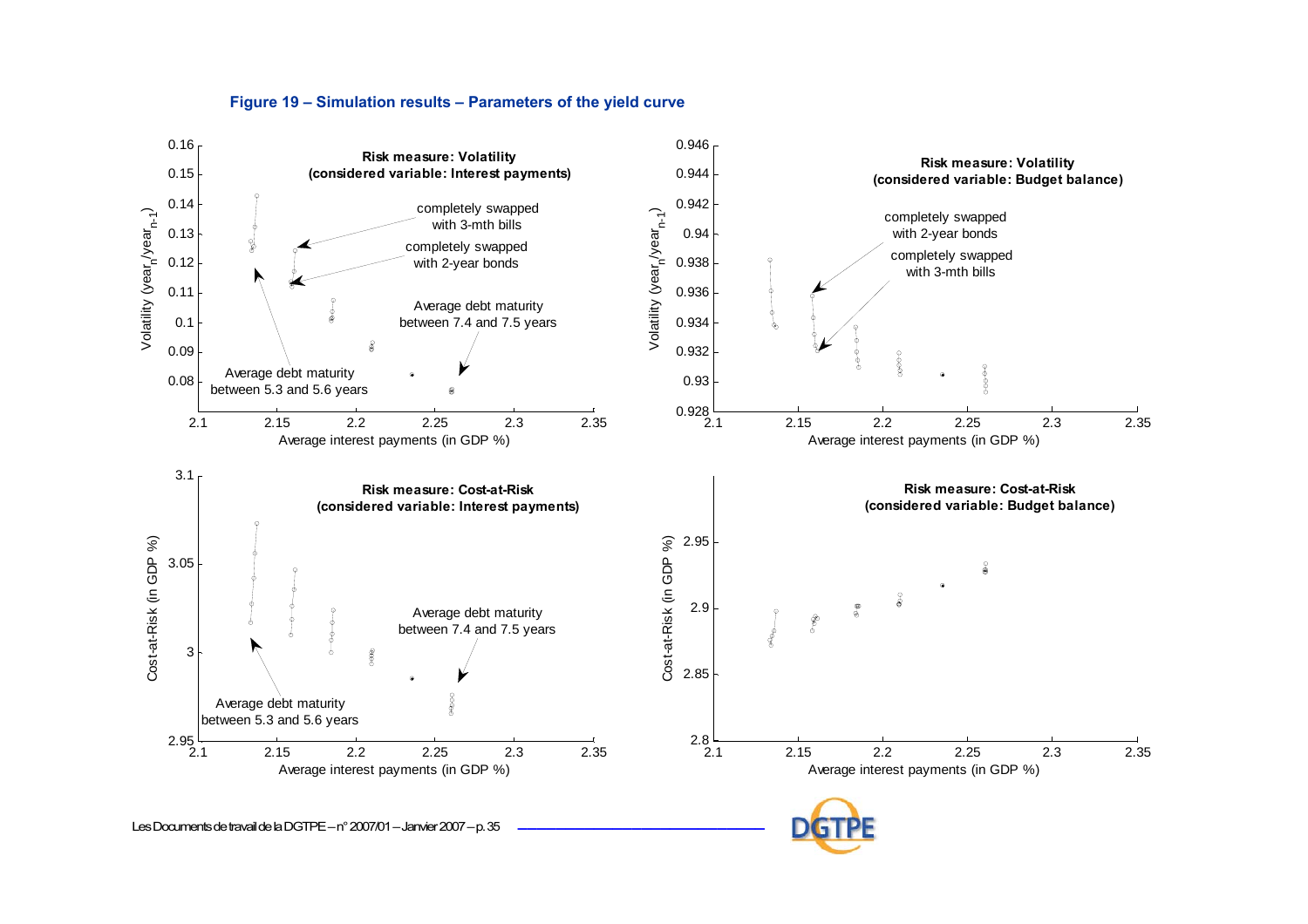**Figure 19 – Simulation results – Parameters of the yield curve**

Risk measure: Volatility
(considered variable: Interest payments)

Volatility (year$_n$/year$_{n-1}$)

0.16
0.15
0.14
0.13
0.12
0.11
0.1
0.09
0.08

completely swapped with 3-mth bills

completely swapped with 2-year bonds

Average debt maturity between 7.4 and 7.5 years

Average debt maturity between 5.3 and 5.6 years

2.1 2.15 2.2 2.25 2.3 2.35

Average interest payments (in GDP %)

Risk measure: Volatility
(considered variable: Budget balance)

Volatility (year$_n$/year$_{n-1}$)

0.946
0.944
0.942
0.94
0.938
0.936
0.934
0.932
0.93
0.928

completely swapped with 2-year bonds

completely swapped with 3-mth bills

2.1 2.15 2.2 2.25 2.3 2.35

Average interest payments (in GDP %)

Risk measure: Cost-at-Risk
(considered variable: Interest payments)

Cost-at-Risk (in GDP %)

3.1
3.05
3
2.95

Average debt maturity between 7.4 and 7.5 years

Average debt maturity between 5.3 and 5.6 years

2.1 2.15 2.2 2.25 2.3 2.35

Average interest payments (in GDP %)

Risk measure: Cost-at-Risk
(considered variable: Budget balance)

Cost-at-Risk (in GDP %)

2.95
2.9
2.85
2.8

2.1 2.15 2.2 2.25 2.3 2.35

Average interest payments (in GDP %)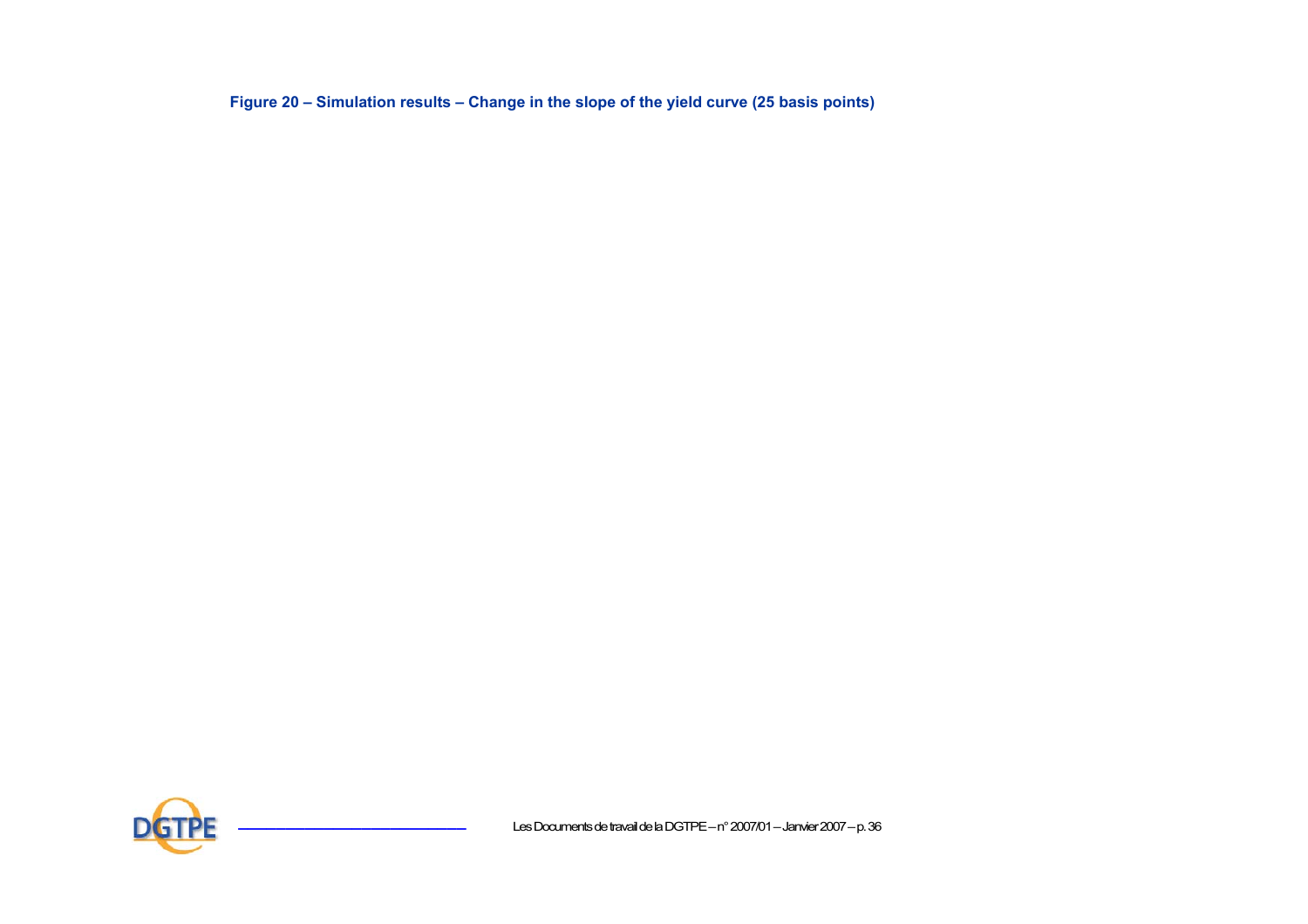**Figure 20 – Simulation results – Change in the slope of the yield curve (25 basis points)**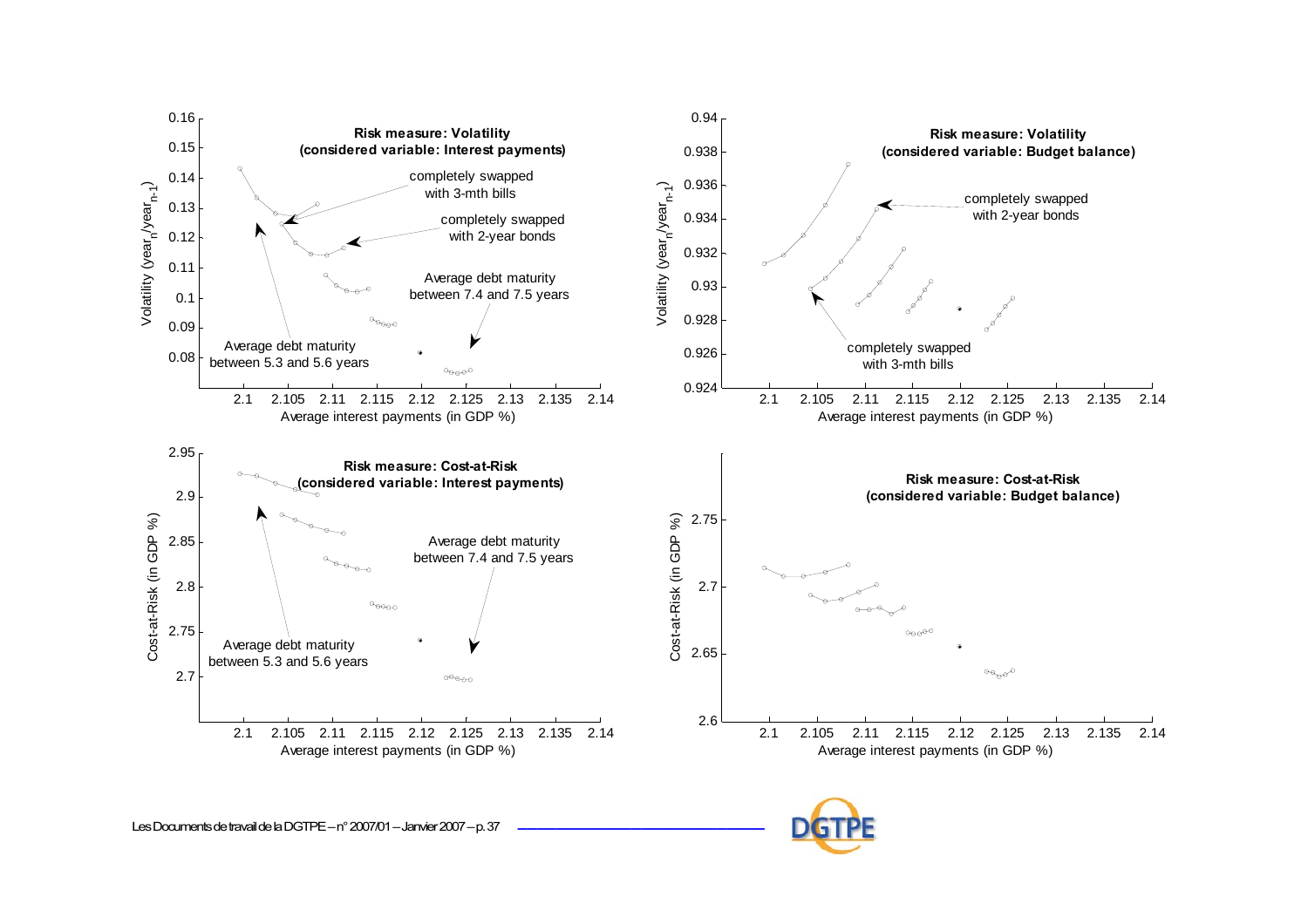Risk measure: Volatility
(considered variable: Interest payments)

Volatility ($year_n/year_{n-1}$)

0.16
0.15
0.14
0.13
0.12
0.11
0.1
0.09
0.08

completely swapped
with 3-mth bills

completely swapped
with 2-year bonds

Average debt maturity
between 7.4 and 7.5 years

Average debt maturity
between 5.3 and 5.6 years

2.1 2.105 2.11 2.115 2.12 2.125 2.13 2.135 2.14

Average interest payments (in GDP %)

Risk measure: Volatility
(considered variable: Budget balance)

Volatility ($year_n/year_{n-1}$)

0.94
0.938
0.936
0.934
0.932
0.93
0.928
0.926
0.924

completely swapped
with 2-year bonds

completely swapped
with 3-mth bills

2.1 2.105 2.11 2.115 2.12 2.125 2.13 2.135 2.14

Average interest payments (in GDP %)

Risk measure: Cost-at-Risk
(considered variable: Interest payments)

Cost-at-Risk (in GDP %)

2.95
2.9
2.85
2.8
2.75
2.7

Average debt maturity
between 7.4 and 7.5 years

Average debt maturity
between 5.3 and 5.6 years

2.1 2.105 2.11 2.115 2.12 2.125 2.13 2.135 2.14

Average interest payments (in GDP %)

Risk measure: Cost-at-Risk
(considered variable: Budget balance)

Cost-at-Risk (in GDP %)

2.75
2.7
2.65
2.6

2.1 2.105 2.11 2.115 2.12 2.125 2.13 2.135 2.14

Average interest payments (in GDP %)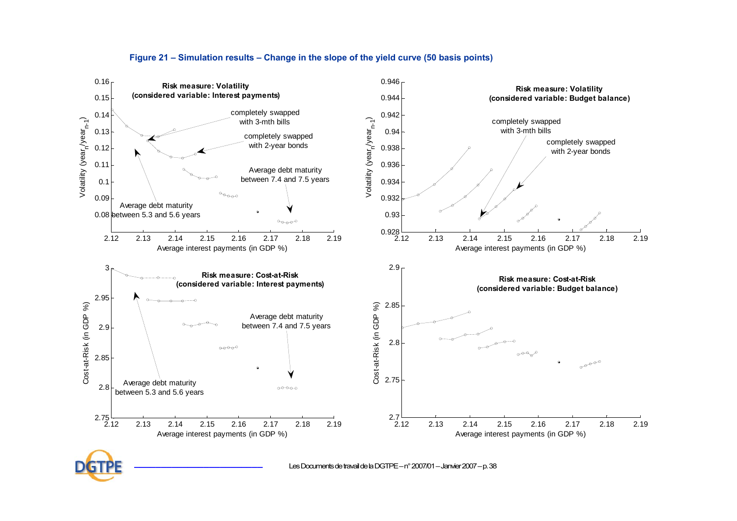**Figure 21 – Simulation results – Change in the slope of the yield curve (50 basis points)**

Risk measure: Volatility
(considered variable: Interest payments)

Volatility (year$_n$/year$_{n-1}$)

0.16
0.15
0.14
0.13
0.12
0.11
0.1
0.09
0.08

completely swapped with 3-mth bills

completely swapped with 2-year bonds

Average debt maturity between 7.4 and 7.5 years

Average debt maturity between 5.3 and 5.6 years

2.12 2.13 2.14 2.15 2.16 2.17 2.18 2.19

Average interest payments (in GDP %)

Risk measure: Volatility
(considered variable: Budget balance)

Volatility (year$_n$/year$_{n-1}$)

0.946
0.944
0.942
0.94
0.938
0.936
0.934
0.932
0.93
0.928

completely swapped with 3-mth bills

completely swapped with 2-year bonds

2.12 2.13 2.14 2.15 2.16 2.17 2.18 2.19

Average interest payments (in GDP %)

Risk measure: Cost-at-Risk
(considered variable: Interest payments)

Cost-at-Risk (in GDP %)

3
2.95
2.9
2.85
2.8
2.75

Average debt maturity between 7.4 and 7.5 years

Average debt maturity between 5.3 and 5.6 years

2.12 2.13 2.14 2.15 2.16 2.17 2.18 2.19

Average interest payments (in GDP %)

Risk measure: Cost-at-Risk
(considered variable: Budget balance)

Cost-at-Risk (in GDP %)

2.9
2.85
2.8
2.75
2.7

2.12 2.13 2.14 2.15 2.16 2.17 2.18 2.19

Average interest payments (in GDP %)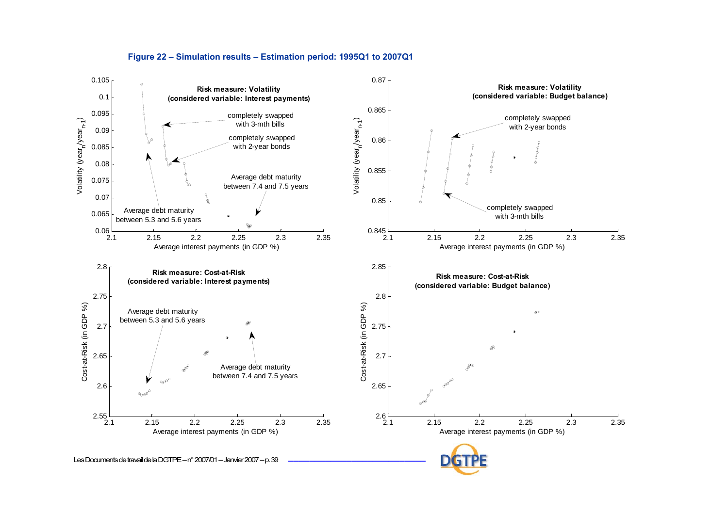**Figure 22 – Simulation results – Estimation period: 1995Q1 to 2007Q1**

**Risk measure: Volatility**
**(considered variable: Interest payments)**

Volatility ($year_n/year_{n-1}$)

0.105
0.1
0.095
0.09
0.085
0.08
0.075
0.07
0.065
0.06

completely swapped with 3-mth bills

completely swapped with 2-year bonds

Average debt maturity between 7.4 and 7.5 years

Average debt maturity between 5.3 and 5.6 years

2.1 2.15 2.2 2.25 2.3 2.35

Average interest payments (in GDP %)

**Risk measure: Volatility**
**(considered variable: Budget balance)**

Volatility ($year_n/year_{n-1}$)

0.87
0.865
0.86
0.855
0.85
0.845

completely swapped with 2-year bonds

completely swapped with 3-mth bills

2.1 2.15 2.2 2.25 2.3 2.35

Average interest payments (in GDP %)

**Risk measure: Cost-at-Risk**
**(considered variable: Interest payments)**

Cost-at-Risk (in GDP %)

2.8
2.75
2.7
2.65
2.6
2.55

Average debt maturity between 5.3 and 5.6 years

Average debt maturity between 7.4 and 7.5 years

2.1 2.15 2.2 2.25 2.3 2.35

Average interest payments (in GDP %)

**Risk measure: Cost-at-Risk**
**(considered variable: Budget balance)**

Cost-at-Risk (in GDP %)

2.85
2.8
2.75
2.7
2.65
2.6

2.1 2.15 2.2 2.25 2.3 2.35

Average interest payments (in GDP %)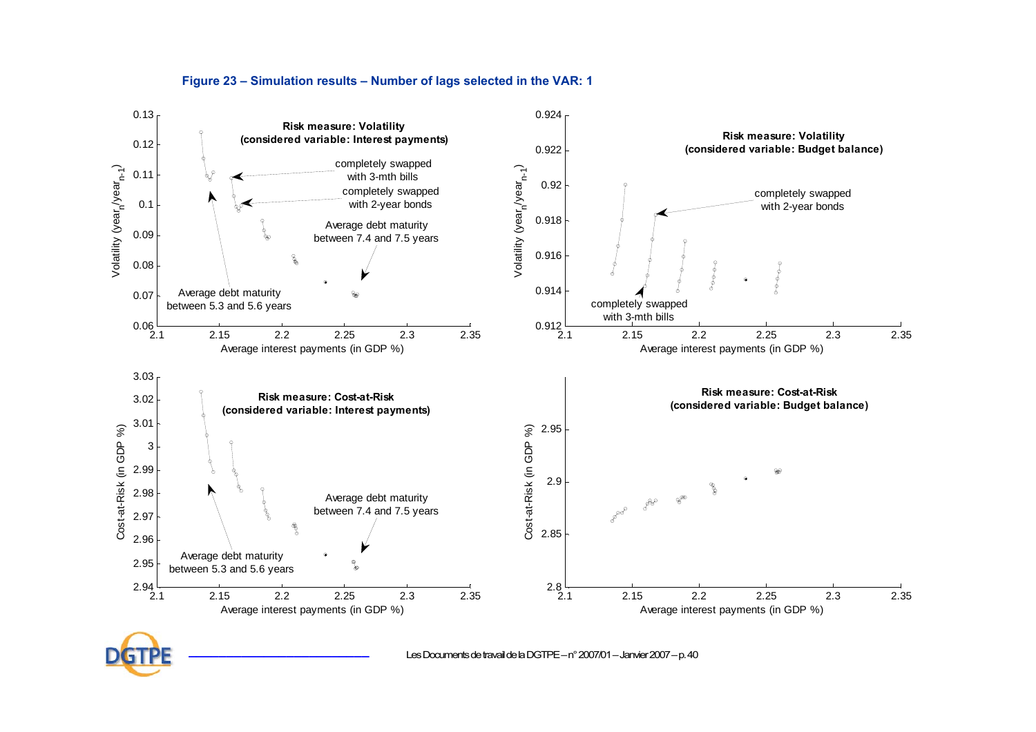**Figure 23 – Simulation results – Number of lags selected in the VAR: 1**

**Risk measure: Volatility (considered variable: Interest payments)**

Volatility ($year_n/year_{n-1}$)

0.13
0.12
0.11
0.1
0.09
0.08
0.07
0.06

completely swapped with 3-mth bills

completely swapped with 2-year bonds

Average debt maturity between 7.4 and 7.5 years

Average debt maturity between 5.3 and 5.6 years

2.1 2.15 2.2 2.25 2.3 2.35

Average interest payments (in GDP %)

**Risk measure: Volatility (considered variable: Budget balance)**

Volatility ($year_n/year_{n-1}$)

0.924
0.922
0.92
0.918
0.916
0.914
0.912

completely swapped with 2-year bonds

completely swapped with 3-mth bills

2.1 2.15 2.2 2.25 2.3 2.35

Average interest payments (in GDP %)

**Risk measure: Cost-at-Risk (considered variable: Interest payments)**

Cost-at-Risk (in GDP %)

3.03
3.02
3.01
3
2.99
2.98
2.97
2.96
2.95
2.94

Average debt maturity between 7.4 and 7.5 years

Average debt maturity between 5.3 and 5.6 years

2.1 2.15 2.2 2.25 2.3 2.35

Average interest payments (in GDP %)

**Risk measure: Cost-at-Risk (considered variable: Budget balance)**

Cost-at-Risk (in GDP %)

2.95
2.9
2.85
2.8

2.1 2.15 2.2 2.25 2.3 2.35

Average interest payments (in GDP %)